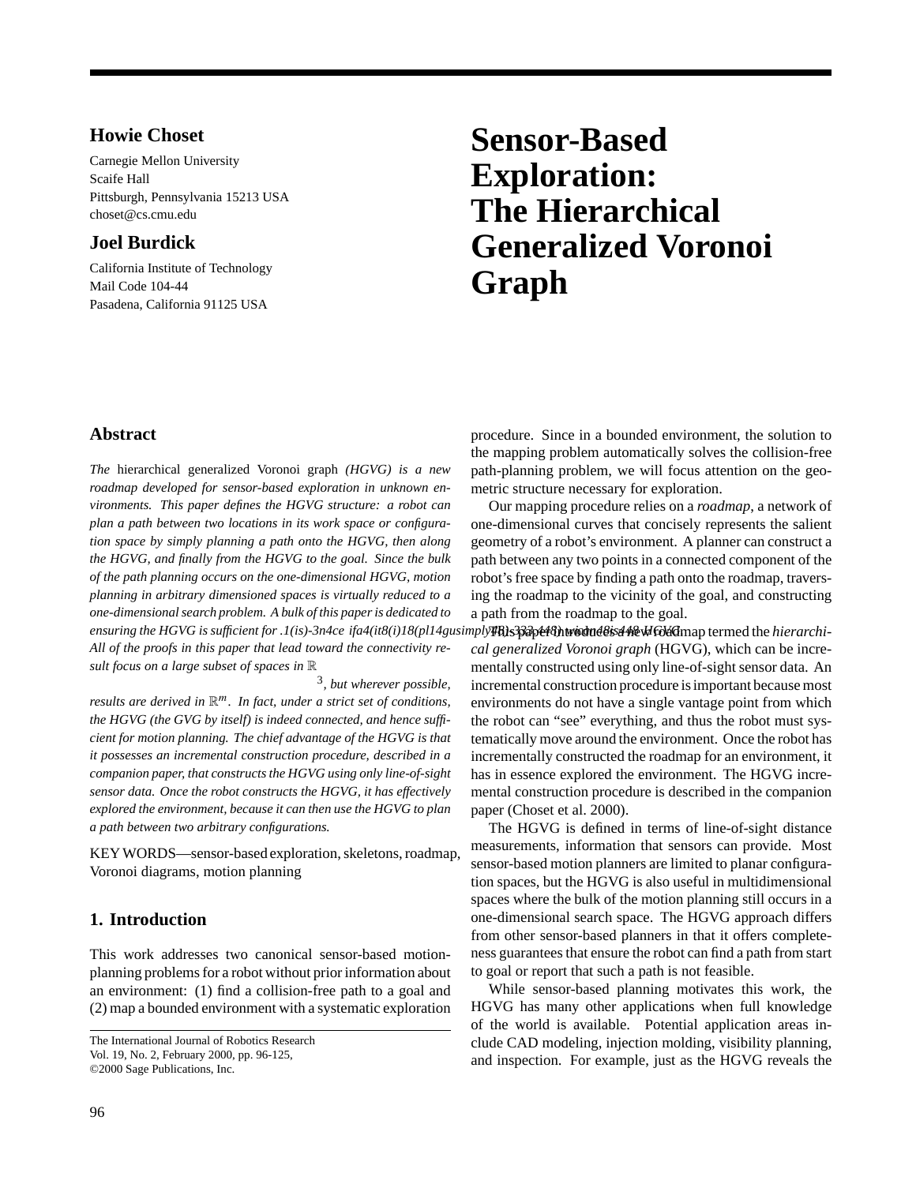# Sensor-Based Exploration: The Hierarchical Generalized Voronoi Graph

**Howie Choset**
Carnegie Mellon University
Scaife Hall
Pittsburgh, Pennsylvania 15213 USA
choset@cs.cmu.edu

**Joel Burdick**
California Institute of Technology
Mail Code 104-44
Pasadena, California 91125 USA

## Abstract

*The* hierarchical generalized Voronoi graph *(HGVG) is a new roadmap developed for sensor-based exploration in unknown environments. This paper defines the HGVG structure: a robot can plan a path between two locations in its work space or configuration space by simply planning a path onto the HGVG, then along the HGVG, and finally from the HGVG to the goal. Since the bulk of the path planning occurs on the one-dimensional HGVG, motion planning in arbitrary dimensioned spaces is virtually reduced to a one-dimensional search problem. A bulk of this paper is dedicated to ensuring the HGVG is sufficient for .1(is)-3n4ce ifa4(it8(i)18(pl14gusimply78)-333(448)twidth48is448 HGVG All of the proofs in this paper that lead toward the connectivity result focus on a large subset of spaces in* $\mathbb{R}^3$*, but wherever possible, results are derived in* $\mathbb{R}^m$*. In fact, under a strict set of conditions, the HGVG (the GVG by itself) is indeed connected, and hence sufficient for motion planning. The chief advantage of the HGVG is that it possesses an incremental construction procedure, described in a companion paper, that constructs the HGVG using only line-of-sight sensor data. Once the robot constructs the HGVG, it has effectively explored the environment, because it can then use the HGVG to plan a path between two arbitrary configurations.*

KEY WORDS—sensor-based exploration, skeletons, roadmap, Voronoi diagrams, motion planning

## 1. Introduction

This work addresses two canonical sensor-based motion-planning problems for a robot without prior information about an environment: (1) find a collision-free path to a goal and (2) map a bounded environment with a systematic exploration procedure. Since in a bounded environment, the solution to the mapping problem automatically solves the collision-free path-planning problem, we will focus attention on the geometric structure necessary for exploration.

Our mapping procedure relies on a *roadmap*, a network of one-dimensional curves that concisely represents the salient geometry of a robot's environment. A planner can construct a path between any two points in a connected component of the robot's free space by finding a path onto the roadmap, traversing the roadmap to the vicinity of the goal, and constructing a path from the roadmap to the goal.

This paper introduces a new roadmap termed the *hierarchical generalized Voronoi graph* (HGVG), which can be incrementally constructed using only line-of-sight sensor data. An incremental construction procedure is important because most environments do not have a single vantage point from which the robot can "see" everything, and thus the robot must systematically move around the environment. Once the robot has incrementally constructed the roadmap for an environment, it has in essence explored the environment. The HGVG incremental construction procedure is described in the companion paper (Choset et al. 2000).

The HGVG is defined in terms of line-of-sight distance measurements, information that sensors can provide. Most sensor-based motion planners are limited to planar configuration spaces, but the HGVG is also useful in multidimensional spaces where the bulk of the motion planning still occurs in a one-dimensional search space. The HGVG approach differs from other sensor-based planners in that it offers completeness guarantees that ensure the robot can find a path from start to goal or report that such a path is not feasible.

While sensor-based planning motivates this work, the HGVG has many other applications when full knowledge of the world is available. Potential application areas include CAD modeling, injection molding, visibility planning, and inspection. For example, just as the HGVG reveals the

The International Journal of Robotics Research
Vol. 19, No. 2, February 2000, pp. 96-125,
©2000 Sage Publications, Inc.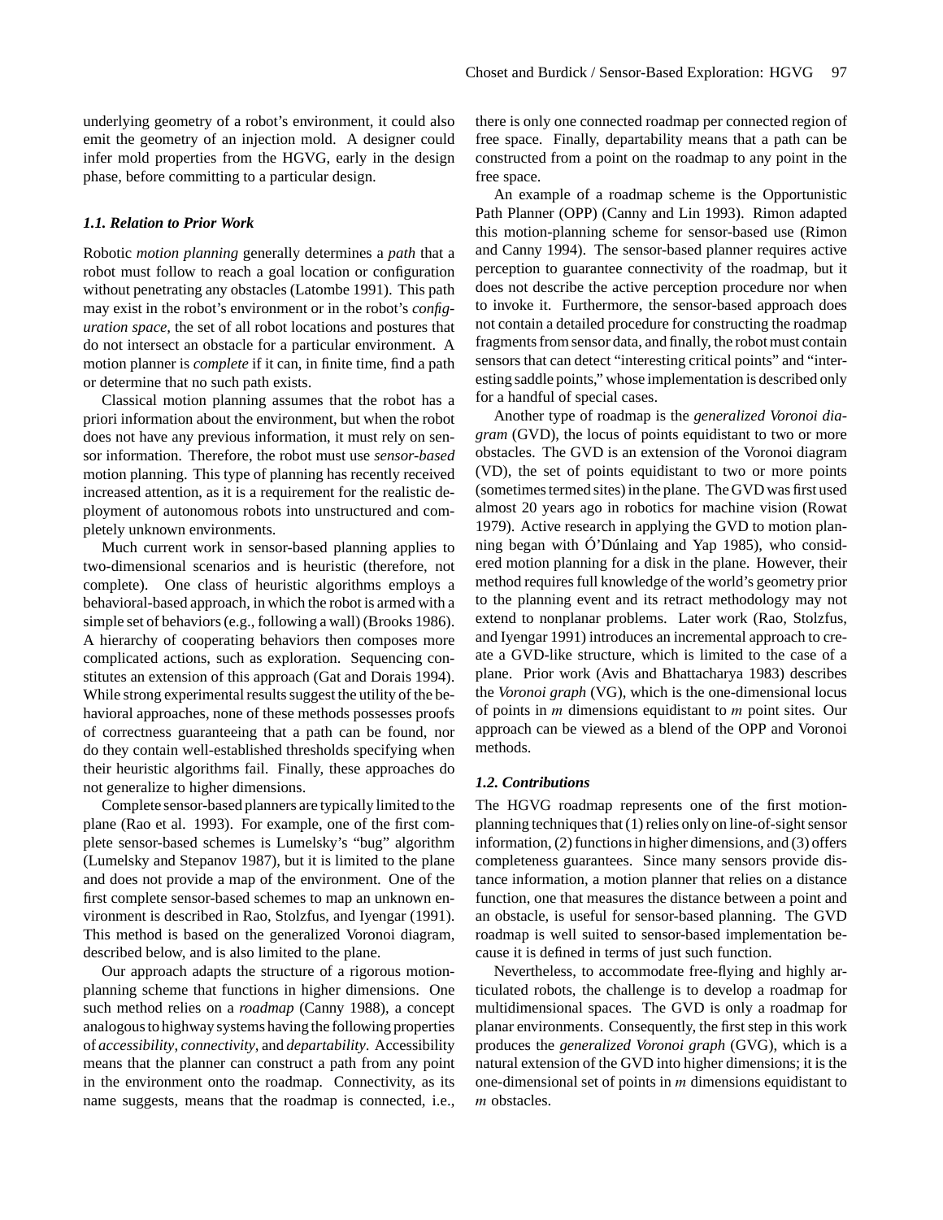underlying geometry of a robot's environment, it could also emit the geometry of an injection mold. A designer could infer mold properties from the HGVG, early in the design phase, before committing to a particular design.

### 1.1. Relation to Prior Work

Robotic *motion planning* generally determines a *path* that a robot must follow to reach a goal location or configuration without penetrating any obstacles (Latombe 1991). This path may exist in the robot's environment or in the robot's *configuration space*, the set of all robot locations and postures that do not intersect an obstacle for a particular environment. A motion planner is *complete* if it can, in finite time, find a path or determine that no such path exists.

Classical motion planning assumes that the robot has a priori information about the environment, but when the robot does not have any previous information, it must rely on sensor information. Therefore, the robot must use *sensor-based* motion planning. This type of planning has recently received increased attention, as it is a requirement for the realistic deployment of autonomous robots into unstructured and completely unknown environments.

Much current work in sensor-based planning applies to two-dimensional scenarios and is heuristic (therefore, not complete). One class of heuristic algorithms employs a behavioral-based approach, in which the robot is armed with a simple set of behaviors (e.g., following a wall) (Brooks 1986). A hierarchy of cooperating behaviors then composes more complicated actions, such as exploration. Sequencing constitutes an extension of this approach (Gat and Dorais 1994). While strong experimental results suggest the utility of the behavioral approaches, none of these methods possesses proofs of correctness guaranteeing that a path can be found, nor do they contain well-established thresholds specifying when their heuristic algorithms fail. Finally, these approaches do not generalize to higher dimensions.

Complete sensor-based planners are typically limited to the plane (Rao et al. 1993). For example, one of the first complete sensor-based schemes is Lumelsky's "bug" algorithm (Lumelsky and Stepanov 1987), but it is limited to the plane and does not provide a map of the environment. One of the first complete sensor-based schemes to map an unknown environment is described in Rao, Stolzfus, and Iyengar (1991). This method is based on the generalized Voronoi diagram, described below, and is also limited to the plane.

Our approach adapts the structure of a rigorous motion-planning scheme that functions in higher dimensions. One such method relies on a *roadmap* (Canny 1988), a concept analogous to highway systems having the following properties of *accessibility*, *connectivity*, and *departability*. Accessibility means that the planner can construct a path from any point in the environment onto the roadmap. Connectivity, as its name suggests, means that the roadmap is connected, i.e., there is only one connected roadmap per connected region of free space. Finally, departability means that a path can be constructed from a point on the roadmap to any point in the free space.

An example of a roadmap scheme is the Opportunistic Path Planner (OPP) (Canny and Lin 1993). Rimon adapted this motion-planning scheme for sensor-based use (Rimon and Canny 1994). The sensor-based planner requires active perception to guarantee connectivity of the roadmap, but it does not describe the active perception procedure nor when to invoke it. Furthermore, the sensor-based approach does not contain a detailed procedure for constructing the roadmap fragments from sensor data, and finally, the robot must contain sensors that can detect "interesting critical points" and "interesting saddle points," whose implementation is described only for a handful of special cases.

Another type of roadmap is the *generalized Voronoi diagram* (GVD), the locus of points equidistant to two or more obstacles. The GVD is an extension of the Voronoi diagram (VD), the set of points equidistant to two or more points (sometimes termed sites) in the plane. The GVD was first used almost 20 years ago in robotics for machine vision (Rowat 1979). Active research in applying the GVD to motion planning began with Ó'Dúnlaing and Yap 1985), who considered motion planning for a disk in the plane. However, their method requires full knowledge of the world's geometry prior to the planning event and its retract methodology may not extend to nonplanar problems. Later work (Rao, Stolzfus, and Iyengar 1991) introduces an incremental approach to create a GVD-like structure, which is limited to the case of a plane. Prior work (Avis and Bhattacharya 1983) describes the *Voronoi graph* (VG), which is the one-dimensional locus of points in $m$ dimensions equidistant to $m$ point sites. Our approach can be viewed as a blend of the OPP and Voronoi methods.

### 1.2. Contributions

The HGVG roadmap represents one of the first motion-planning techniques that (1) relies only on line-of-sight sensor information, (2) functions in higher dimensions, and (3) offers completeness guarantees. Since many sensors provide distance information, a motion planner that relies on a distance function, one that measures the distance between a point and an obstacle, is useful for sensor-based planning. The GVD roadmap is well suited to sensor-based implementation because it is defined in terms of just such function.

Nevertheless, to accommodate free-flying and highly articulated robots, the challenge is to develop a roadmap for multidimensional spaces. The GVD is only a roadmap for planar environments. Consequently, the first step in this work produces the *generalized Voronoi graph* (GVG), which is a natural extension of the GVD into higher dimensions; it is the one-dimensional set of points in $m$ dimensions equidistant to $m$ obstacles.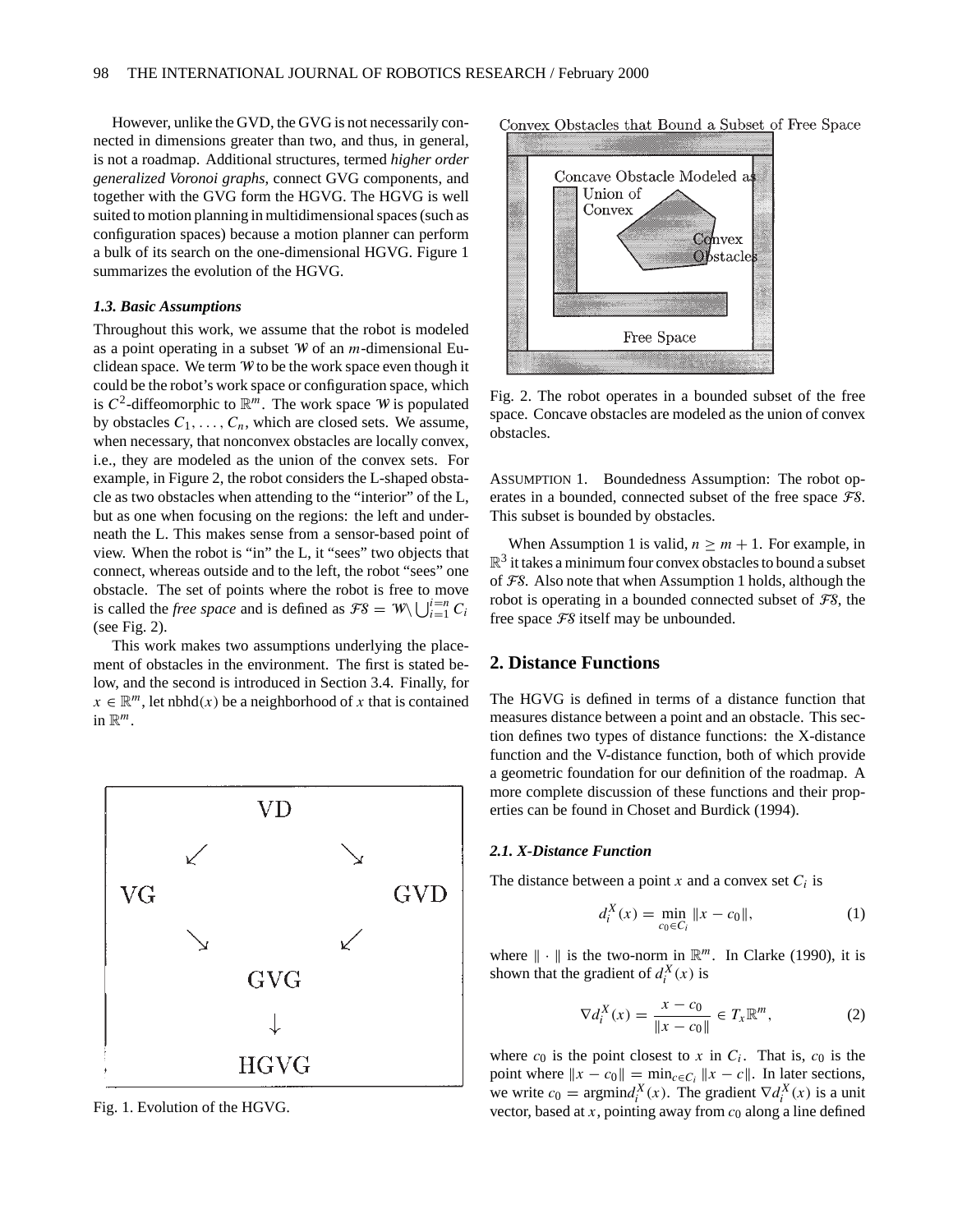However, unlike the GVD, the GVG is not necessarily connected in dimensions greater than two, and thus, in general, is not a roadmap. Additional structures, termed *higher order generalized Voronoi graphs*, connect GVG components, and together with the GVG form the HGVG. The HGVG is well suited to motion planning in multidimensional spaces (such as configuration spaces) because a motion planner can perform a bulk of its search on the one-dimensional HGVG. Figure 1 summarizes the evolution of the HGVG.

### 1.3. Basic Assumptions

Throughout this work, we assume that the robot is modeled as a point operating in a subset $\mathcal{W}$ of an $m$-dimensional Euclidean space. We term $\mathcal{W}$ to be the work space even though it could be the robot's work space or configuration space, which is $C^2$-diffeomorphic to $\mathbb{R}^m$. The work space $\mathcal{W}$ is populated by obstacles $C_1, \ldots, C_n$, which are closed sets. We assume, when necessary, that nonconvex obstacles are locally convex, i.e., they are modeled as the union of the convex sets. For example, in Figure 2, the robot considers the L-shaped obstacle as two obstacles when attending to the "interior" of the L, but as one when focusing on the regions: the left and underneath the L. This makes sense from a sensor-based point of view. When the robot is "in" the L, it "sees" two objects that connect, whereas outside and to the left, the robot "sees" one obstacle. The set of points where the robot is free to move is called the *free space* and is defined as $\mathcal{FS} = \mathcal{W} \backslash \bigcup_{i=1}^{i=n} C_i$ (see Fig. 2).

This work makes two assumptions underlying the placement of obstacles in the environment. The first is stated below, and the second is introduced in Section 3.4. Finally, for $x \in \mathbb{R}^m$, let $\text{nbhd}(x)$ be a neighborhood of $x$ that is contained in $\mathbb{R}^m$.

Fig. 1. Evolution of the HGVG.

Fig. 2. The robot operates in a bounded subset of the free space. Concave obstacles are modeled as the union of convex obstacles.

ASSUMPTION 1. Boundedness Assumption: The robot operates in a bounded, connected subset of the free space $\mathcal{FS}$. This subset is bounded by obstacles.

When Assumption 1 is valid, $n \geq m + 1$. For example, in $\mathbb{R}^3$ it takes a minimum four convex obstacles to bound a subset of $\mathcal{FS}$. Also note that when Assumption 1 holds, although the robot is operating in a bounded connected subset of $\mathcal{FS}$, the free space $\mathcal{FS}$ itself may be unbounded.

## 2. Distance Functions

The HGVG is defined in terms of a distance function that measures distance between a point and an obstacle. This section defines two types of distance functions: the X-distance function and the V-distance function, both of which provide a geometric foundation for our definition of the roadmap. A more complete discussion of these functions and their properties can be found in Choset and Burdick (1994).

### 2.1. X-Distance Function

The distance between a point $x$ and a convex set $C_i$ is

$$d_i^X(x) = \min_{c_0 \in C_i} \|x - c_0\|, \tag{1}$$

where $\|\cdot\|$ is the two-norm in $\mathbb{R}^m$. In Clarke (1990), it is shown that the gradient of $d_i^X(x)$ is

$$\nabla d_i^X(x) = \frac{x - c_0}{\|x - c_0\|} \in T_x\mathbb{R}^m, \tag{2}$$

where $c_0$ is the point closest to $x$ in $C_i$. That is, $c_0$ is the point where $\|x - c_0\| = \min_{c \in C_i} \|x - c\|$. In later sections, we write $c_0 = \text{argmin} d_i^X(x)$. The gradient $\nabla d_i^X(x)$ is a unit vector, based at $x$, pointing away from $c_0$ along a line defined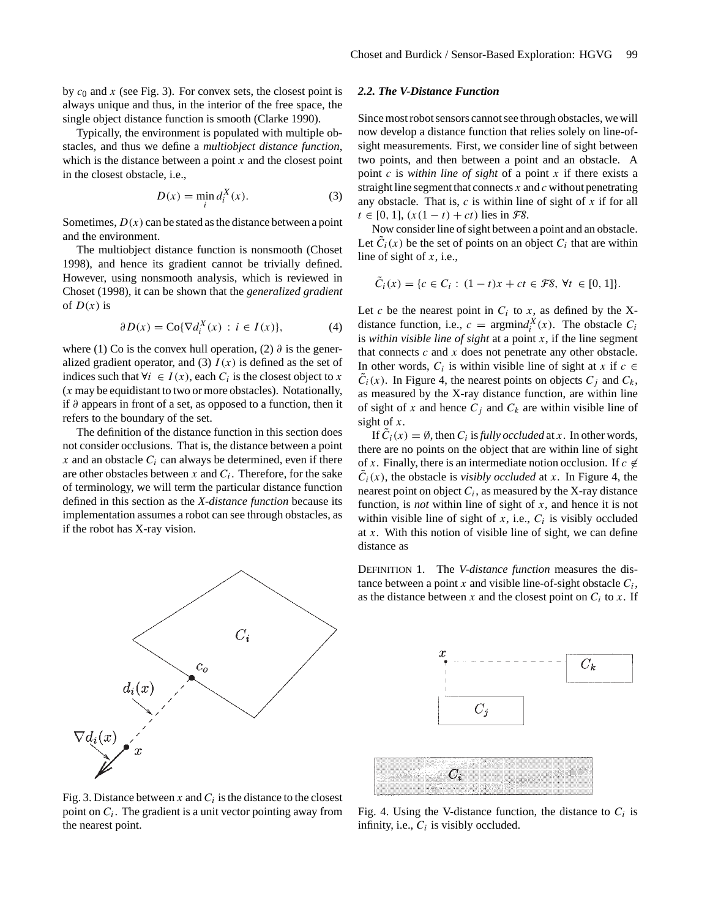by $c_0$ and $x$ (see Fig. 3). For convex sets, the closest point is always unique and thus, in the interior of the free space, the single object distance function is smooth (Clarke 1990).

Typically, the environment is populated with multiple obstacles, and thus we define a *multiobject distance function*, which is the distance between a point $x$ and the closest point in the closest obstacle, i.e.,

$$D(x) = \min_i d_i^X(x). \tag{3}$$

Sometimes, $D(x)$ can be stated as the distance between a point and the environment.

The multiobject distance function is nonsmooth (Choset 1998), and hence its gradient cannot be trivially defined. However, using nonsmooth analysis, which is reviewed in Choset (1998), it can be shown that the *generalized gradient* of $D(x)$ is

$$\partial D(x) = \text{Co}\{\nabla d_i^X(x) \, : \, i \in I(x)\}, \tag{4}$$

where (1) Co is the convex hull operation, (2) $\partial$ is the generalized gradient operator, and (3) $I(x)$ is defined as the set of indices such that $\forall i \in I(x)$, each $C_i$ is the closest object to $x$ ($x$ may be equidistant to two or more obstacles). Notationally, if $\partial$ appears in front of a set, as opposed to a function, then it refers to the boundary of the set.

The definition of the distance function in this section does not consider occlusions. That is, the distance between a point $x$ and an obstacle $C_i$ can always be determined, even if there are other obstacles between $x$ and $C_i$. Therefore, for the sake of terminology, we will term the particular distance function defined in this section as the *X-distance function* because its implementation assumes a robot can see through obstacles, as if the robot has X-ray vision.

Fig. 3. Distance between $x$ and $C_i$ is the distance to the closest point on $C_i$. The gradient is a unit vector pointing away from the nearest point.

### 2.2. The V-Distance Function

Since most robot sensors cannot see through obstacles, we will now develop a distance function that relies solely on line-of-sight measurements. First, we consider line of sight between two points, and then between a point and an obstacle. A point $c$ is *within line of sight* of a point $x$ if there exists a straight line segment that connects $x$ and $c$ without penetrating any obstacle. That is, $c$ is within line of sight of $x$ if for all $t \in [0, 1]$, $(x(1-t) + ct)$ lies in $\mathcal{FS}$.

Now consider line of sight between a point and an obstacle. Let $\tilde{C}_i(x)$ be the set of points on an object $C_i$ that are within line of sight of $x$, i.e.,

$$\tilde{C}_i(x) = \{c \in C_i \, : \, (1-t)x + ct \in \mathcal{FS}, \; \forall t \in [0, 1]\}.$$

Let $c$ be the nearest point in $C_i$ to $x$, as defined by the X-distance function, i.e., $c = \text{argmin} d_i^X(x)$. The obstacle $C_i$ is *within visible line of sight* at a point $x$, if the line segment that connects $c$ and $x$ does not penetrate any other obstacle. In other words, $C_i$ is within visible line of sight at $x$ if $c \in \tilde{C}_i(x)$. In Figure 4, the nearest points on objects $C_j$ and $C_k$, as measured by the X-ray distance function, are within line of sight of $x$ and hence $C_j$ and $C_k$ are within visible line of sight of $x$.

If $\tilde{C}_i(x) = \emptyset$, then $C_i$ is *fully occluded* at $x$. In other words, there are no points on the object that are within line of sight of $x$. Finally, there is an intermediate notion occlusion. If $c \notin \tilde{C}_i(x)$, the obstacle is *visibly occluded* at $x$. In Figure 4, the nearest point on object $C_i$, as measured by the X-ray distance function, is *not* within line of sight of $x$, and hence it is not within visible line of sight of $x$, i.e., $C_i$ is visibly occluded at $x$. With this notion of visible line of sight, we can define distance as

DEFINITION 1. The *V-distance function* measures the distance between a point $x$ and visible line-of-sight obstacle $C_i$, as the distance between $x$ and the closest point on $C_i$ to $x$. If

Fig. 4. Using the V-distance function, the distance to $C_i$ is infinity, i.e., $C_i$ is visibly occluded.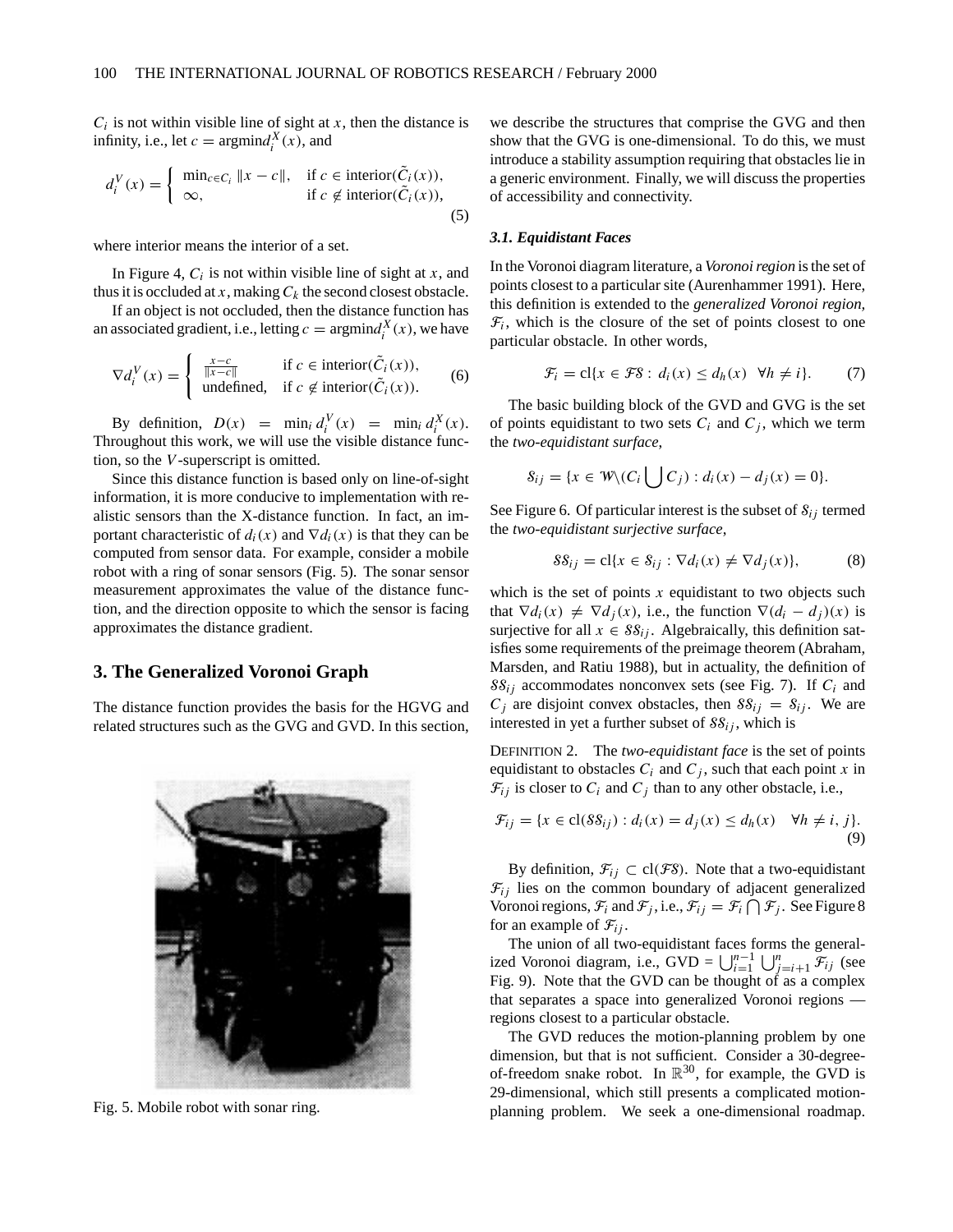$C_i$ is not within visible line of sight at $x$, then the distance is infinity, i.e., let $c = \text{argmin} d_i^X(x)$, and

$$d_i^V(x) = \begin{cases} \min_{c \in C_i} \|x - c\|, & \text{if } c \in \text{interior}(\tilde{C}_i(x)), \\ \infty, & \text{if } c \notin \text{interior}(\tilde{C}_i(x)), \end{cases} \tag{5}$$

where interior means the interior of a set.

In Figure 4, $C_i$ is not within visible line of sight at $x$, and thus it is occluded at $x$, making $C_k$ the second closest obstacle.

If an object is not occluded, then the distance function has an associated gradient, i.e., letting $c = \text{argmin} d_i^X(x)$, we have

$$\nabla d_i^V(x) = \begin{cases} \frac{x-c}{\|x-c\|} & \text{if } c \in \text{interior}(\tilde{C}_i(x)), \\ \text{undefined}, & \text{if } c \notin \text{interior}(\tilde{C}_i(x)). \end{cases} \tag{6}$$

By definition, $D(x) = \min_i d_i^V(x) = \min_i d_i^X(x)$. Throughout this work, we will use the visible distance function, so the $V$-superscript is omitted.

Since this distance function is based only on line-of-sight information, it is more conducive to implementation with realistic sensors than the X-distance function. In fact, an important characteristic of $d_i(x)$ and $\nabla d_i(x)$ is that they can be computed from sensor data. For example, consider a mobile robot with a ring of sonar sensors (Fig. 5). The sonar sensor measurement approximates the value of the distance function, and the direction opposite to which the sensor is facing approximates the distance gradient.

## 3. The Generalized Voronoi Graph

The distance function provides the basis for the HGVG and related structures such as the GVG and GVD. In this section, we describe the structures that comprise the GVG and then show that the GVG is one-dimensional. To do this, we must introduce a stability assumption requiring that obstacles lie in a generic environment. Finally, we will discuss the properties of accessibility and connectivity.

Fig. 5. Mobile robot with sonar ring.

### 3.1. Equidistant Faces

In the Voronoi diagram literature, a *Voronoi region* is the set of points closest to a particular site (Aurenhammer 1991). Here, this definition is extended to the *generalized Voronoi region*, $\mathcal{F}_i$, which is the closure of the set of points closest to one particular obstacle. In other words,

$$\mathcal{F}_i = \text{cl}\{x \in \mathcal{FS} : d_i(x) \leq d_h(x) \quad \forall h \neq i\}. \tag{7}$$

The basic building block of the GVD and GVG is the set of points equidistant to two sets $C_i$ and $C_j$, which we term the *two-equidistant surface*,

$$\mathcal{S}_{ij} = \{x \in \mathcal{W} \backslash (C_i \bigcup C_j) : d_i(x) - d_j(x) = 0\}.$$

See Figure 6. Of particular interest is the subset of $\mathcal{S}_{ij}$ termed the *two-equidistant surjective surface*,

$$\mathcal{SS}_{ij} = \text{cl}\{x \in \mathcal{S}_{ij} : \nabla d_i(x) \neq \nabla d_j(x)\}, \tag{8}$$

which is the set of points $x$ equidistant to two objects such that $\nabla d_i(x) \neq \nabla d_j(x)$, i.e., the function $\nabla(d_i - d_j)(x)$ is surjective for all $x \in \mathcal{SS}_{ij}$. Algebraically, this definition satisfies some requirements of the preimage theorem (Abraham, Marsden, and Ratiu 1988), but in actuality, the definition of $\mathcal{SS}_{ij}$ accommodates nonconvex sets (see Fig. 7). If $C_i$ and $C_j$ are disjoint convex obstacles, then $\mathcal{SS}_{ij} = \mathcal{S}_{ij}$. We are interested in yet a further subset of $\mathcal{SS}_{ij}$, which is

DEFINITION 2. The *two-equidistant face* is the set of points equidistant to obstacles $C_i$ and $C_j$, such that each point $x$ in $\mathcal{F}_{ij}$ is closer to $C_i$ and $C_j$ than to any other obstacle, i.e.,

$$\mathcal{F}_{ij} = \{x \in \text{cl}(\mathcal{SS}_{ij}) : d_i(x) = d_j(x) \leq d_h(x) \quad \forall h \neq i, j\}. \tag{9}$$

By definition, $\mathcal{F}_{ij} \subset \text{cl}(\mathcal{FS})$. Note that a two-equidistant $\mathcal{F}_{ij}$ lies on the common boundary of adjacent generalized Voronoi regions, $\mathcal{F}_i$ and $\mathcal{F}_j$, i.e., $\mathcal{F}_{ij} = \mathcal{F}_i \bigcap \mathcal{F}_j$. See Figure 8 for an example of $\mathcal{F}_{ij}$.

The union of all two-equidistant faces forms the generalized Voronoi diagram, i.e., GVD = $\bigcup_{i=1}^{n-1} \bigcup_{j=i+1}^{n} \mathcal{F}_{ij}$ (see Fig. 9). Note that the GVD can be thought of as a complex that separates a space into generalized Voronoi regions — regions closest to a particular obstacle.

The GVD reduces the motion-planning problem by one dimension, but that is not sufficient. Consider a 30-degree-of-freedom snake robot. In $\mathbb{R}^{30}$, for example, the GVD is 29-dimensional, which still presents a complicated motion-planning problem. We seek a one-dimensional roadmap.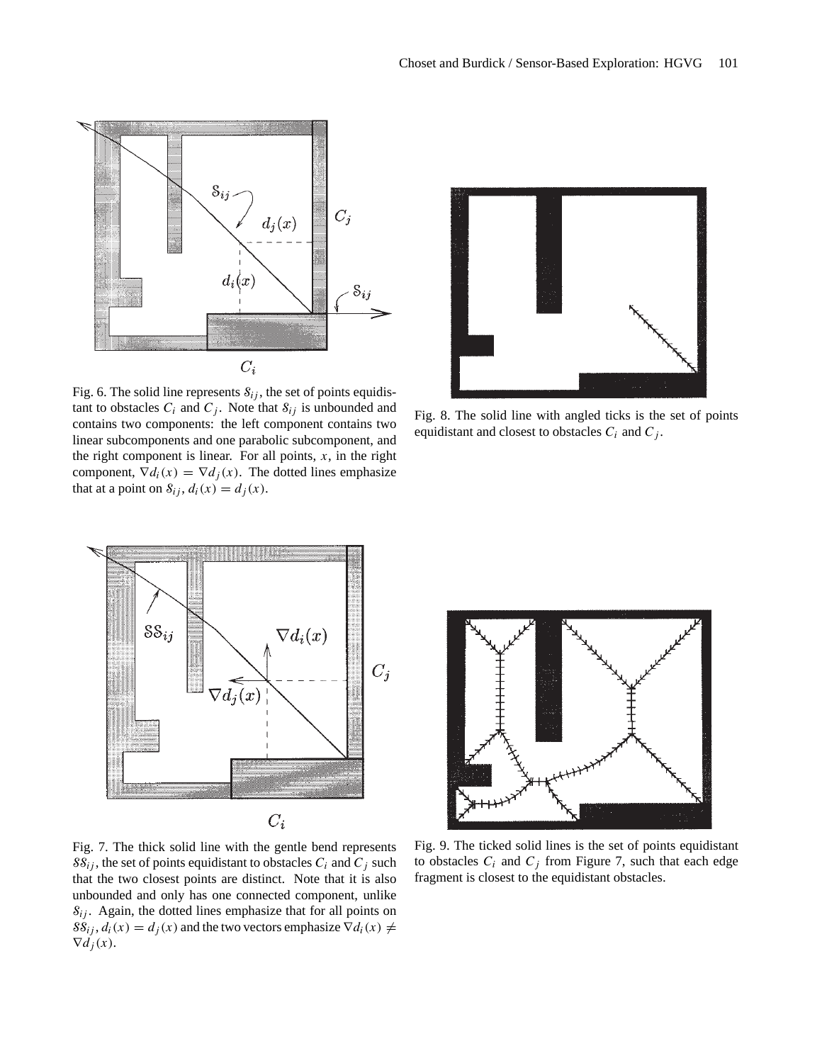Fig. 6. The solid line represents $\mathcal{S}_{ij}$, the set of points equidistant to obstacles $C_i$ and $C_j$. Note that $\mathcal{S}_{ij}$ is unbounded and contains two components: the left component contains two linear subcomponents and one parabolic subcomponent, and the right component is linear. For all points, $x$, in the right component, $\nabla d_i(x) = \nabla d_j(x)$. The dotted lines emphasize that at a point on $\mathcal{S}_{ij}$, $d_i(x) = d_j(x)$.

Fig. 8. The solid line with angled ticks is the set of points equidistant and closest to obstacles $C_i$ and $C_j$.

Fig. 7. The thick solid line with the gentle bend represents $\mathcal{SS}_{ij}$, the set of points equidistant to obstacles $C_i$ and $C_j$ such that the two closest points are distinct. Note that it is also unbounded and only has one connected component, unlike $\mathcal{S}_{ij}$. Again, the dotted lines emphasize that for all points on $\mathcal{SS}_{ij}$, $d_i(x) = d_j(x)$ and the two vectors emphasize $\nabla d_i(x) \neq \nabla d_j(x)$.

Fig. 9. The ticked solid lines is the set of points equidistant to obstacles $C_i$ and $C_j$ from Figure 7, such that each edge fragment is closest to the equidistant obstacles.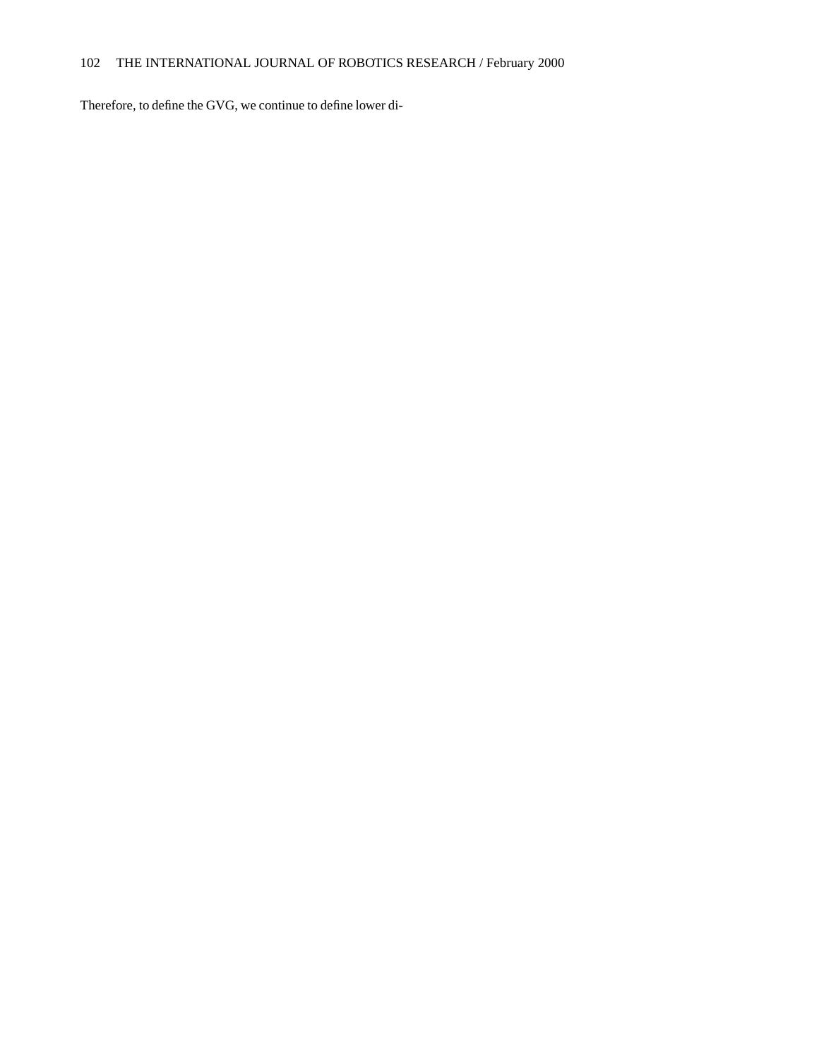Therefore, to define the GVG, we continue to define lower di-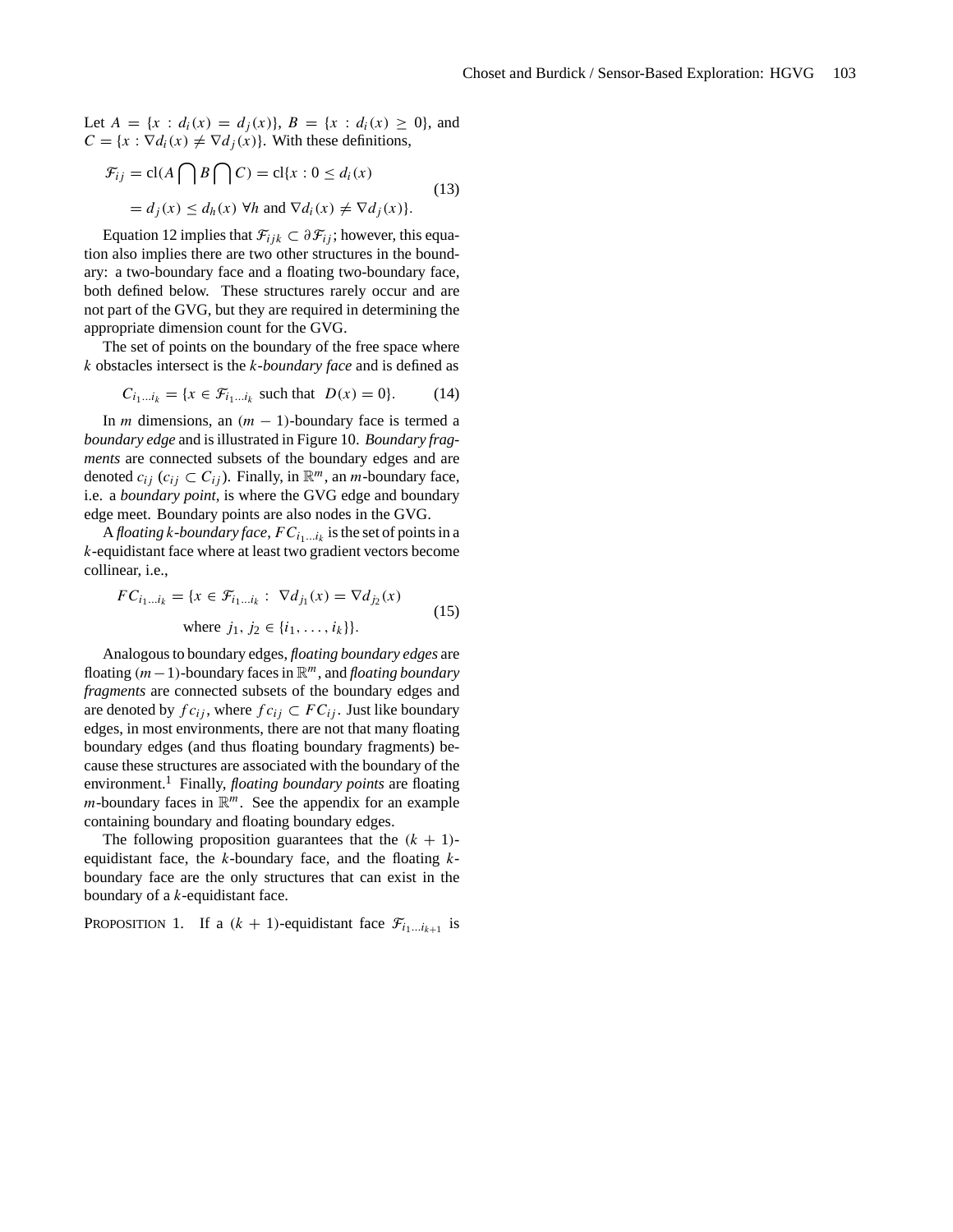Let $A = \{x : d_i(x) = d_j(x)\}$, $B = \{x : d_i(x) \geq 0\}$, and $C = \{x : \nabla d_i(x) \neq \nabla d_j(x)\}$. With these definitions,

$$\mathcal{F}_{ij} = \text{cl}(A \bigcap B \bigcap C) = \text{cl}\{x : 0 \leq d_i(x) = d_j(x) \leq d_h(x) \ \forall h \text{ and } \nabla d_i(x) \neq \nabla d_j(x)\}. \tag{13}$$

Equation 12 implies that $\mathcal{F}_{ijk} \subset \partial \mathcal{F}_{ij}$; however, this equation also implies there are two other structures in the boundary: a two-boundary face and a floating two-boundary face, both defined below. These structures rarely occur and are not part of the GVG, but they are required in determining the appropriate dimension count for the GVG.

The set of points on the boundary of the free space where $k$ obstacles intersect is the *k-boundary face* and is defined as

$$C_{i_1 \ldots i_k} = \{x \in \mathcal{F}_{i_1 \ldots i_k} \text{ such that } D(x) = 0\}. \tag{14}$$

In $m$ dimensions, an $(m-1)$-boundary face is termed a *boundary edge* and is illustrated in Figure 10. *Boundary fragments* are connected subsets of the boundary edges and are denoted $c_{ij}$ ($c_{ij} \subset C_{ij}$). Finally, in $\mathbb{R}^m$, an $m$-boundary face, i.e. a *boundary point*, is where the GVG edge and boundary edge meet. Boundary points are also nodes in the GVG.

A *floating k-boundary face*, $FC_{i_1 \ldots i_k}$ is the set of points in a $k$-equidistant face where at least two gradient vectors become collinear, i.e.,

$$FC_{i_1 \ldots i_k} = \{x \in \mathcal{F}_{i_1 \ldots i_k} : \nabla d_{j_1}(x) = \nabla d_{j_2}(x) \text{ where } j_1, j_2 \in \{i_1, \ldots, i_k\}\}. \tag{15}$$

Analogous to boundary edges, *floating boundary edges* are floating $(m-1)$-boundary faces in $\mathbb{R}^m$, and *floating boundary fragments* are connected subsets of the boundary edges and are denoted by $fc_{ij}$, where $fc_{ij} \subset FC_{ij}$. Just like boundary edges, in most environments, there are not that many floating boundary edges (and thus floating boundary fragments) because these structures are associated with the boundary of the environment.[1] Finally, *floating boundary points* are floating $m$-boundary faces in $\mathbb{R}^m$. See the appendix for an example containing boundary and floating boundary edges.

The following proposition guarantees that the $(k+1)$-equidistant face, the $k$-boundary face, and the floating $k$-boundary face are the only structures that can exist in the boundary of a $k$-equidistant face.

PROPOSITION 1. If a $(k+1)$-equidistant face $\mathcal{F}_{i_1 \ldots i_{k+1}}$ is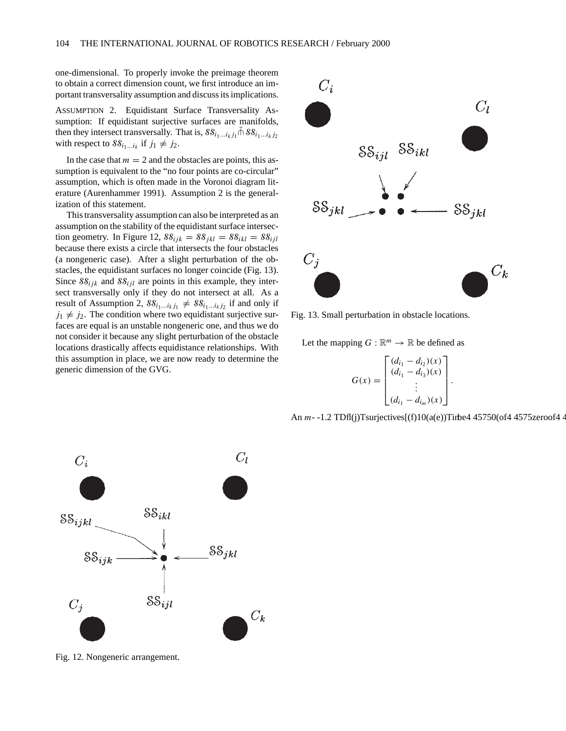one-dimensional. To properly invoke the preimage theorem to obtain a correct dimension count, we first introduce an important transversality assumption and discuss its implications.

ASSUMPTION 2. Equidistant Surface Transversality Assumption: If equidistant surjective surfaces are manifolds, then they intersect transversally. That is, $\mathcal{SS}_{i_1 \ldots i_k j_1} \bar{\pitchfork} \mathcal{SS}_{i_1 \ldots i_k j_2}$ with respect to $\mathcal{SS}_{i_1 \ldots i_k}$ if $j_1 \neq j_2$.

In the case that $m = 2$ and the obstacles are points, this assumption is equivalent to the "no four points are co-circular" assumption, which is often made in the Voronoi diagram literature (Aurenhammer 1991). Assumption 2 is the generalization of this statement.

This transversality assumption can also be interpreted as an assumption on the stability of the equidistant surface intersection geometry. In Figure 12, $\mathcal{SS}_{ijk} = \mathcal{SS}_{jkl} = \mathcal{SS}_{ikl} = \mathcal{SS}_{ijl}$ because there exists a circle that intersects the four obstacles (a nongeneric case). After a slight perturbation of the obstacles, the equidistant surfaces no longer coincide (Fig. 13). Since $\mathcal{SS}_{ijk}$ and $\mathcal{SS}_{ijl}$ are points in this example, they intersect transversally only if they do not intersect at all. As a result of Assumption 2, $\mathcal{SS}_{i_1 \ldots i_k j_1} \neq \mathcal{SS}_{i_1 \ldots i_k j_2}$ if and only if $j_1 \neq j_2$. The condition where two equidistant surjective surfaces are equal is an unstable nongeneric one, and thus we do not consider it because any slight perturbation of the obstacle locations drastically affects equidistance relationships. With this assumption in place, we are now ready to determine the generic dimension of the GVG.

Fig. 13. Small perturbation in obstacle locations.

Let the mapping $G : \mathbb{R}^m \to \mathbb{R}$ be defined as

$$G(x) = \begin{bmatrix} (d_{i_1} - d_{i_2})(x) \\ (d_{i_1} - d_{i_3})(x) \\ \vdots \\ (d_{i_1} - d_{i_m})(x) \end{bmatrix}.$$

An $m$- -1.2 TDfl(j)Tsurjectives[(f)10(a(e))Tirbe4 45750(of4 4575zeroof4 4

Fig. 12. Nongeneric arrangement.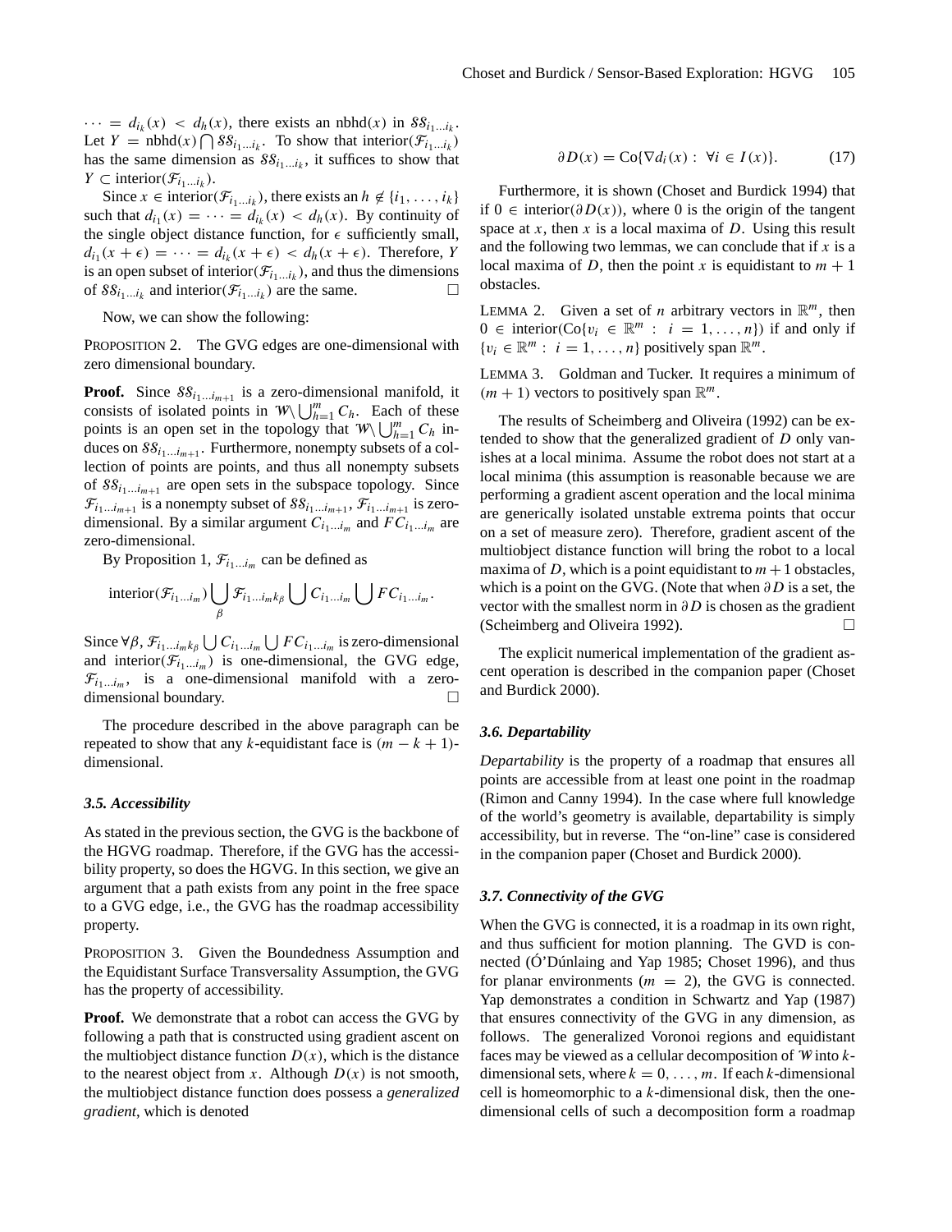$\cdots = d_{i_k}(x) < d_h(x)$, there exists an nbhd$(x)$ in $\mathcal{SS}_{i_1\ldots i_k}$. Let $Y = \text{nbhd}(x) \bigcap \mathcal{SS}_{i_1\ldots i_k}$. To show that interior$(\mathcal{F}_{i_1\ldots i_k})$ has the same dimension as $\mathcal{SS}_{i_1\ldots i_k}$, it suffices to show that $Y \subset \text{interior}(\mathcal{F}_{i_1\ldots i_k})$.

Since $x \in \text{interior}(\mathcal{F}_{i_1\ldots i_k})$, there exists an $h \notin \{i_1, \ldots, i_k\}$ such that $d_{i_1}(x) = \cdots = d_{i_k}(x) < d_h(x)$. By continuity of the single object distance function, for $\epsilon$ sufficiently small, $d_{i_1}(x+\epsilon) = \cdots = d_{i_k}(x+\epsilon) < d_h(x+\epsilon)$. Therefore, $Y$ is an open subset of interior$(\mathcal{F}_{i_1\ldots i_k})$, and thus the dimensions of $\mathcal{SS}_{i_1\ldots i_k}$ and interior$(\mathcal{F}_{i_1\ldots i_k})$ are the same. □

Now, we can show the following:

PROPOSITION 2. The GVG edges are one-dimensional with zero dimensional boundary.

**Proof.** Since $\mathcal{SS}_{i_1\ldots i_{m+1}}$ is a zero-dimensional manifold, it consists of isolated points in $\mathcal{W} \backslash \bigcup_{h=1}^m C_h$. Each of these points is an open set in the topology that $\mathcal{W} \backslash \bigcup_{h=1}^m C_h$ induces on $\mathcal{SS}_{i_1\ldots i_{m+1}}$. Furthermore, nonempty subsets of a collection of points are points, and thus all nonempty subsets of $\mathcal{SS}_{i_1\ldots i_{m+1}}$ are open sets in the subspace topology. Since $\mathcal{F}_{i_1\ldots i_{m+1}}$ is a nonempty subset of $\mathcal{SS}_{i_1\ldots i_{m+1}}$, $\mathcal{F}_{i_1\ldots i_{m+1}}$ is zero-dimensional. By a similar argument $C_{i_1\ldots i_m}$ and $FC_{i_1\ldots i_m}$ are zero-dimensional.

By Proposition 1, $\mathcal{F}_{i_1\ldots i_m}$ can be defined as

$$\text{interior}(\mathcal{F}_{i_1\ldots i_m}) \bigcup_{\beta} \mathcal{F}_{i_1\ldots i_m k_\beta} \bigcup C_{i_1\ldots i_m} \bigcup FC_{i_1\ldots i_m}.$$

Since $\forall \beta$, $\mathcal{F}_{i_1\ldots i_m k_\beta} \bigcup C_{i_1\ldots i_m} \bigcup FC_{i_1\ldots i_m}$ is zero-dimensional and interior$(\mathcal{F}_{i_1\ldots i_m})$ is one-dimensional, the GVG edge, $\mathcal{F}_{i_1\ldots i_m}$, is a one-dimensional manifold with a zero-dimensional boundary. □

The procedure described in the above paragraph can be repeated to show that any $k$-equidistant face is $(m-k+1)$-dimensional.

### 3.5. Accessibility

As stated in the previous section, the GVG is the backbone of the HGVG roadmap. Therefore, if the GVG has the accessibility property, so does the HGVG. In this section, we give an argument that a path exists from any point in the free space to a GVG edge, i.e., the GVG has the roadmap accessibility property.

PROPOSITION 3. Given the Boundedness Assumption and the Equidistant Surface Transversality Assumption, the GVG has the property of accessibility.

**Proof.** We demonstrate that a robot can access the GVG by following a path that is constructed using gradient ascent on the multiobject distance function $D(x)$, which is the distance to the nearest object from $x$. Although $D(x)$ is not smooth, the multiobject distance function does possess a *generalized gradient*, which is denoted

$$\partial D(x) = \text{Co}\{\nabla d_i(x) : \ \forall i \in I(x)\}. \tag{17}$$

Furthermore, it is shown (Choset and Burdick 1994) that if $0 \in \text{interior}(\partial D(x))$, where 0 is the origin of the tangent space at $x$, then $x$ is a local maxima of $D$. Using this result and the following two lemmas, we can conclude that if $x$ is a local maxima of $D$, then the point $x$ is equidistant to $m+1$ obstacles.

LEMMA 2. Given a set of $n$ arbitrary vectors in $\mathbb{R}^m$, then $0 \in \text{interior}(\text{Co}\{v_i \in \mathbb{R}^m : \ i = 1, \ldots, n\})$ if and only if $\{v_i \in \mathbb{R}^m : \ i = 1, \ldots, n\}$ positively span $\mathbb{R}^m$.

LEMMA 3. Goldman and Tucker. It requires a minimum of $(m+1)$ vectors to positively span $\mathbb{R}^m$.

The results of Scheimberg and Oliveira (1992) can be extended to show that the generalized gradient of $D$ only vanishes at a local minima. Assume the robot does not start at a local minima (this assumption is reasonable because we are performing a gradient ascent operation and the local minima are generically isolated unstable extrema points that occur on a set of measure zero). Therefore, gradient ascent of the multiobject distance function will bring the robot to a local maxima of $D$, which is a point equidistant to $m+1$ obstacles, which is a point on the GVG. (Note that when $\partial D$ is a set, the vector with the smallest norm in $\partial D$ is chosen as the gradient (Scheimberg and Oliveira 1992). □

The explicit numerical implementation of the gradient ascent operation is described in the companion paper (Choset and Burdick 2000).

### 3.6. Departability

*Departability* is the property of a roadmap that ensures all points are accessible from at least one point in the roadmap (Rimon and Canny 1994). In the case where full knowledge of the world's geometry is available, departability is simply accessibility, but in reverse. The "on-line" case is considered in the companion paper (Choset and Burdick 2000).

### 3.7. Connectivity of the GVG

When the GVG is connected, it is a roadmap in its own right, and thus sufficient for motion planning. The GVD is connected (Ó'Dúnlaing and Yap 1985; Choset 1996), and thus for planar environments ($m = 2$), the GVG is connected. Yap demonstrates a condition in Schwartz and Yap (1987) that ensures connectivity of the GVG in any dimension, as follows. The generalized Voronoi regions and equidistant faces may be viewed as a cellular decomposition of $\mathcal{W}$ into $k$-dimensional sets, where $k = 0, \ldots, m$. If each $k$-dimensional cell is homeomorphic to a $k$-dimensional disk, then the one-dimensional cells of such a decomposition form a roadmap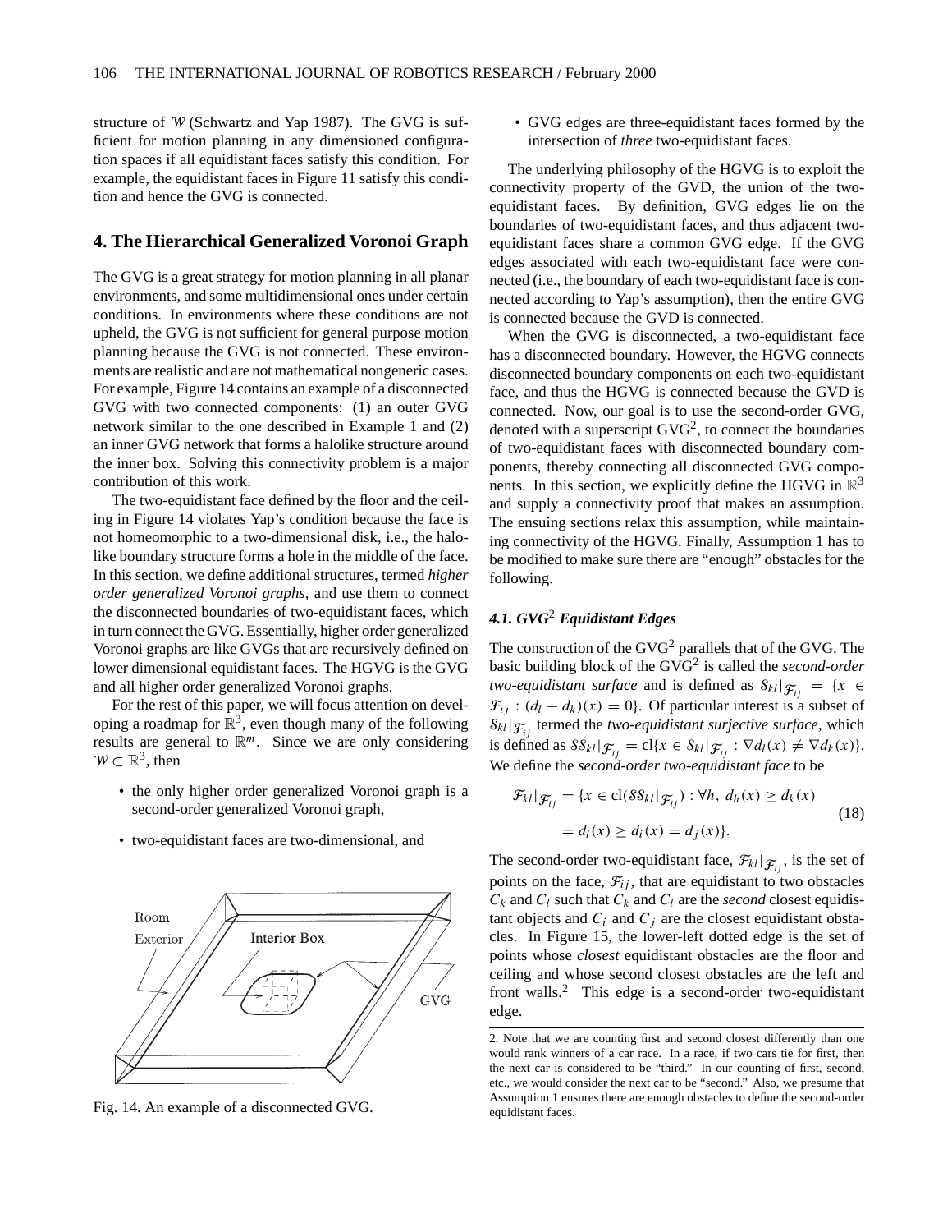structure of $\mathcal{W}$ (Schwartz and Yap 1987). The GVG is sufficient for motion planning in any dimensioned configuration spaces if all equidistant faces satisfy this condition. For example, the equidistant faces in Figure 11 satisfy this condition and hence the GVG is connected.

## 4. The Hierarchical Generalized Voronoi Graph

The GVG is a great strategy for motion planning in all planar environments, and some multidimensional ones under certain conditions. In environments where these conditions are not upheld, the GVG is not sufficient for general purpose motion planning because the GVG is not connected. These environments are realistic and are not mathematical nongeneric cases. For example, Figure 14 contains an example of a disconnected GVG with two connected components: (1) an outer GVG network similar to the one described in Example 1 and (2) an inner GVG network that forms a halolike structure around the inner box. Solving this connectivity problem is a major contribution of this work.

The two-equidistant face defined by the floor and the ceiling in Figure 14 violates Yap's condition because the face is not homeomorphic to a two-dimensional disk, i.e., the halolike boundary structure forms a hole in the middle of the face. In this section, we define additional structures, termed *higher order generalized Voronoi graphs*, and use them to connect the disconnected boundaries of two-equidistant faces, which in turn connect the GVG. Essentially, higher order generalized Voronoi graphs are like GVGs that are recursively defined on lower dimensional equidistant faces. The HGVG is the GVG and all higher order generalized Voronoi graphs.

For the rest of this paper, we will focus attention on developing a roadmap for $\mathbb{R}^3$, even though many of the following results are general to $\mathbb{R}^m$. Since we are only considering $\mathcal{W} \subset \mathbb{R}^3$, then

- the only higher order generalized Voronoi graph is a second-order generalized Voronoi graph,
- two-equidistant faces are two-dimensional, and
- GVG edges are three-equidistant faces formed by the intersection of *three* two-equidistant faces.

Fig. 14. An example of a disconnected GVG.

The underlying philosophy of the HGVG is to exploit the connectivity property of the GVD, the union of the two-equidistant faces. By definition, GVG edges lie on the boundaries of two-equidistant faces, and thus adjacent two-equidistant faces share a common GVG edge. If the GVG edges associated with each two-equidistant face were connected (i.e., the boundary of each two-equidistant face is connected according to Yap's assumption), then the entire GVG is connected because the GVD is connected.

When the GVG is disconnected, a two-equidistant face has a disconnected boundary. However, the HGVG connects disconnected boundary components on each two-equidistant face, and thus the HGVG is connected because the GVD is connected. Now, our goal is to use the second-order GVG, denoted with a superscript GVG$^2$, to connect the boundaries of two-equidistant faces with disconnected boundary components, thereby connecting all disconnected GVG components. In this section, we explicitly define the HGVG in $\mathbb{R}^3$ and supply a connectivity proof that makes an assumption. The ensuing sections relax this assumption, while maintaining connectivity of the HGVG. Finally, Assumption 1 has to be modified to make sure there are "enough" obstacles for the following.

### 4.1. GVG$^2$ Equidistant Edges

The construction of the GVG$^2$ parallels that of the GVG. The basic building block of the GVG$^2$ is called the *second-order two-equidistant surface* and is defined as $\mathcal{S}_{kl}|_{\mathcal{F}_{ij}} = \{x \in \mathcal{F}_{ij} : (d_l - d_k)(x) = 0\}$. Of particular interest is a subset of $\mathcal{S}_{kl}|_{\mathcal{F}_{ij}}$ termed the *two-equidistant surjective surface*, which is defined as $\mathcal{SS}_{kl}|_{\mathcal{F}_{ij}} = \text{cl}\{x \in \mathcal{S}_{kl}|_{\mathcal{F}_{ij}} : \nabla d_l(x) \neq \nabla d_k(x)\}$. We define the *second-order two-equidistant face* to be

$$\begin{aligned}\mathcal{F}_{kl}|_{\mathcal{F}_{ij}} = \{x \in \text{cl}(\mathcal{SS}_{kl}|_{\mathcal{F}_{ij}}) : \forall h,\ d_h(x) \geq d_k(x) \\ = d_l(x) \geq d_i(x) = d_j(x)\}.\end{aligned} \tag{18}$$

The second-order two-equidistant face, $\mathcal{F}_{kl}|_{\mathcal{F}_{ij}}$, is the set of points on the face, $\mathcal{F}_{ij}$, that are equidistant to two obstacles $C_k$ and $C_l$ such that $C_k$ and $C_l$ are the *second* closest equidistant objects and $C_i$ and $C_j$ are the closest equidistant obstacles. In Figure 15, the lower-left dotted edge is the set of points whose *closest* equidistant obstacles are the floor and ceiling and whose second closest obstacles are the left and front walls.[2] This edge is a second-order two-equidistant edge.

2. Note that we are counting first and second closest differently than one would rank winners of a car race. In a race, if two cars tie for first, then the next car is considered to be "third." In our counting of first, second, etc., we would consider the next car to be "second." Also, we presume that Assumption 1 ensures there are enough obstacles to define the second-order equidistant faces.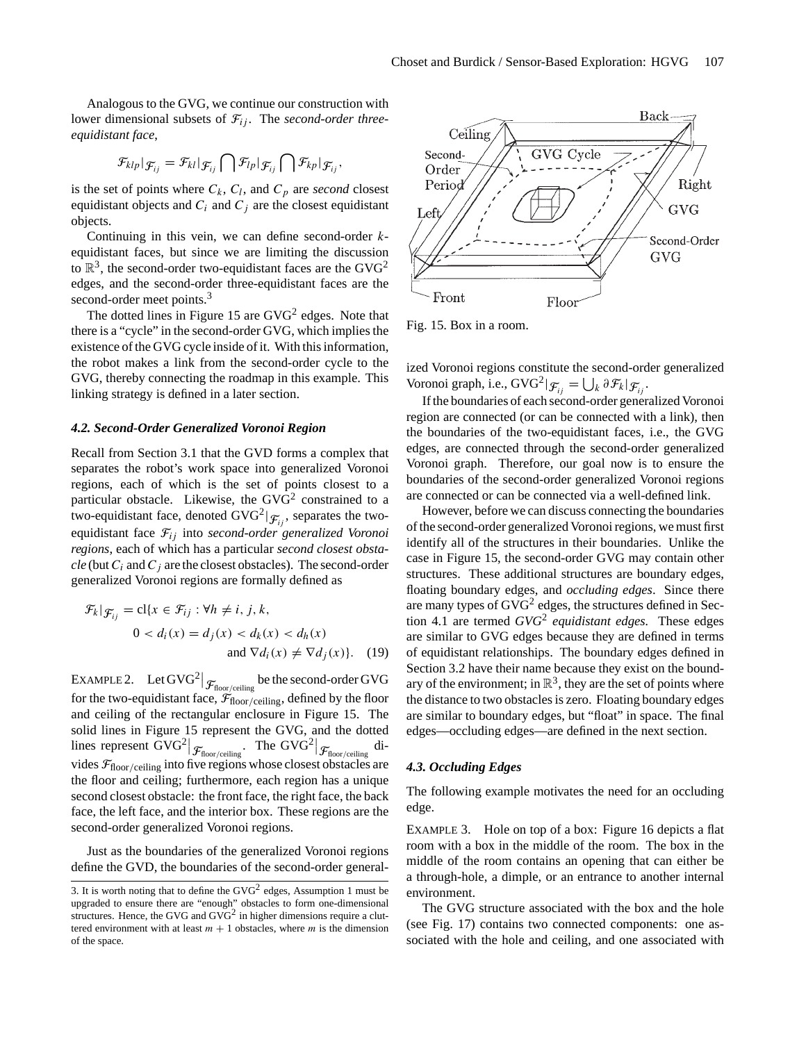Analogous to the GVG, we continue our construction with lower dimensional subsets of $\mathcal{F}_{ij}$. The *second-order three-equidistant face,*

$$\mathcal{F}_{klp}|_{\mathcal{F}_{ij}} = \mathcal{F}_{kl}|_{\mathcal{F}_{ij}} \bigcap \mathcal{F}_{lp}|_{\mathcal{F}_{ij}} \bigcap \mathcal{F}_{kp}|_{\mathcal{F}_{ij}},$$

is the set of points where $C_k$, $C_l$, and $C_p$ are *second* closest equidistant objects and $C_i$ and $C_j$ are the closest equidistant objects.

Continuing in this vein, we can define second-order $k$-equidistant faces, but since we are limiting the discussion to $\mathbb{R}^3$, the second-order two-equidistant faces are the $\text{GVG}^2$ edges, and the second-order three-equidistant faces are the second-order meet points.[3]

The dotted lines in Figure 15 are $\text{GVG}^2$ edges. Note that there is a "cycle" in the second-order GVG, which implies the existence of the GVG cycle inside of it. With this information, the robot makes a link from the second-order cycle to the GVG, thereby connecting the roadmap in this example. This linking strategy is defined in a later section.

### 4.2. Second-Order Generalized Voronoi Region

Recall from Section 3.1 that the GVD forms a complex that separates the robot's work space into generalized Voronoi regions, each of which is the set of points closest to a particular obstacle. Likewise, the $\text{GVG}^2$ constrained to a two-equidistant face, denoted $\text{GVG}^2|_{\mathcal{F}_{ij}}$, separates the two-equidistant face $\mathcal{F}_{ij}$ into *second-order generalized Voronoi regions*, each of which has a particular *second closest obstacle* (but $C_i$ and $C_j$ are the closest obstacles). The second-order generalized Voronoi regions are formally defined as

$$\begin{aligned} \mathcal{F}_k|_{\mathcal{F}_{ij}} = \text{cl}\{x \in \mathcal{F}_{ij} : \forall h \neq i, j, k,\\ 0 < d_i(x) = d_j(x) < d_k(x) < d_h(x)\\ \text{and } \nabla d_i(x) \neq \nabla d_j(x)\}. \quad (19) \end{aligned}$$

EXAMPLE 2. Let $\text{GVG}^2\big|_{\mathcal{F}_{\text{floor/ceiling}}}$ be the second-order GVG for the two-equidistant face, $\mathcal{F}_{\text{floor/ceiling}}$, defined by the floor and ceiling of the rectangular enclosure in Figure 15. The solid lines in Figure 15 represent the GVG, and the dotted lines represent $\text{GVG}^2\big|_{\mathcal{F}_{\text{floor/ceiling}}}$. The $\text{GVG}^2\big|_{\mathcal{F}_{\text{floor/ceiling}}}$ divides $\mathcal{F}_{\text{floor/ceiling}}$ into five regions whose closest obstacles are the floor and ceiling; furthermore, each region has a unique second closest obstacle: the front face, the right face, the back face, the left face, and the interior box. These regions are the second-order generalized Voronoi regions.

Just as the boundaries of the generalized Voronoi regions define the GVD, the boundaries of the second-order generalized Voronoi regions constitute the second-order generalized Voronoi graph, i.e., $\text{GVG}^2|_{\mathcal{F}_{ij}} = \bigcup_k \partial\mathcal{F}_k|_{\mathcal{F}_{ij}}$.

If the boundaries of each second-order generalized Voronoi region are connected (or can be connected with a link), then the boundaries of the two-equidistant faces, i.e., the GVG edges, are connected through the second-order generalized Voronoi graph. Therefore, our goal now is to ensure the boundaries of the second-order generalized Voronoi regions are connected or can be connected via a well-defined link.

However, before we can discuss connecting the boundaries of the second-order generalized Voronoi regions, we must first identify all of the structures in their boundaries. Unlike the case in Figure 15, the second-order GVG may contain other structures. These additional structures are boundary edges, floating boundary edges, and *occluding edges*. Since there are many types of $\text{GVG}^2$ edges, the structures defined in Section 4.1 are termed *$\text{GVG}^2$ equidistant edges.* These edges are similar to GVG edges because they are defined in terms of equidistant relationships. The boundary edges defined in Section 3.2 have their name because they exist on the boundary of the environment; in $\mathbb{R}^3$, they are the set of points where the distance to two obstacles is zero. Floating boundary edges are similar to boundary edges, but "float" in space. The final edges—occluding edges—are defined in the next section.

Fig. 15. Box in a room.

### 4.3. Occluding Edges

The following example motivates the need for an occluding edge.

EXAMPLE 3. Hole on top of a box: Figure 16 depicts a flat room with a box in the middle of the room. The box in the middle of the room contains an opening that can either be a through-hole, a dimple, or an entrance to another internal environment.

The GVG structure associated with the box and the hole (see Fig. 17) contains two connected components: one associated with the hole and ceiling, and one associated with

3. It is worth noting that to define the $\text{GVG}^2$ edges, Assumption 1 must be upgraded to ensure there are "enough" obstacles to form one-dimensional structures. Hence, the GVG and $\text{GVG}^2$ in higher dimensions require a cluttered environment with at least $m + 1$ obstacles, where $m$ is the dimension of the space.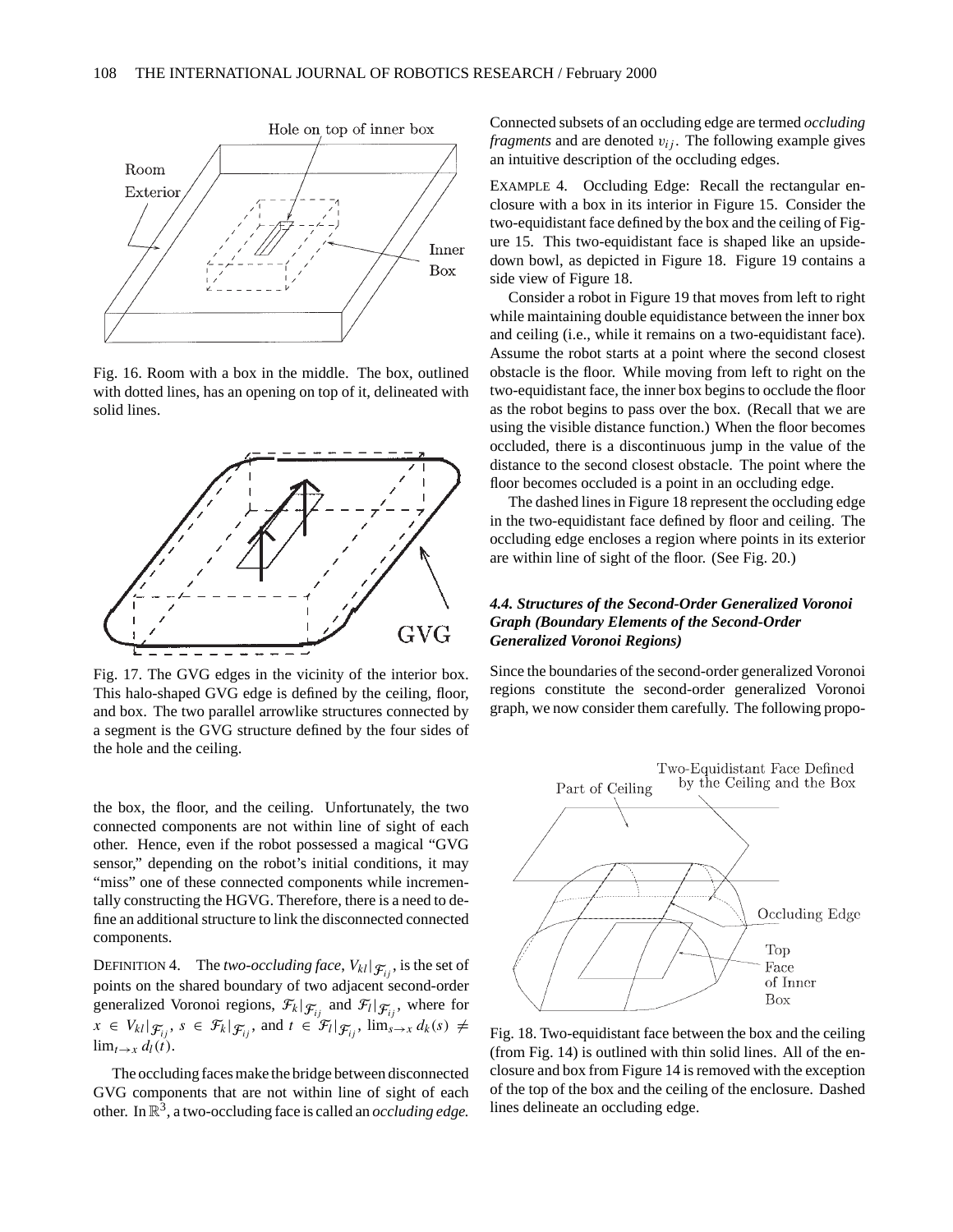Fig. 16. Room with a box in the middle. The box, outlined with dotted lines, has an opening on top of it, delineated with solid lines.

Fig. 17. The GVG edges in the vicinity of the interior box. This halo-shaped GVG edge is defined by the ceiling, floor, and box. The two parallel arrowlike structures connected by a segment is the GVG structure defined by the four sides of the hole and the ceiling.

the box, the floor, and the ceiling. Unfortunately, the two connected components are not within line of sight of each other. Hence, even if the robot possessed a magical "GVG sensor," depending on the robot's initial conditions, it may "miss" one of these connected components while incrementally constructing the HGVG. Therefore, there is a need to define an additional structure to link the disconnected connected components.

DEFINITION 4. The *two-occluding face*, $V_{kl}|_{\mathcal{F}_{ij}}$, is the set of points on the shared boundary of two adjacent second-order generalized Voronoi regions, $\mathcal{F}_k|_{\mathcal{F}_{ij}}$ and $\mathcal{F}_l|_{\mathcal{F}_{ij}}$, where for $x \in V_{kl}|_{\mathcal{F}_{ij}}$, $s \in \mathcal{F}_k|_{\mathcal{F}_{ij}}$, and $t \in \mathcal{F}_l|_{\mathcal{F}_{ij}}$, $\lim_{s \to x} d_k(s) \neq \lim_{t \to x} d_l(t)$.

The occluding faces make the bridge between disconnected GVG components that are not within line of sight of each other. In $\mathbb{R}^3$, a two-occluding face is called an *occluding edge.* Connected subsets of an occluding edge are termed *occluding fragments* and are denoted $v_{ij}$. The following example gives an intuitive description of the occluding edges.

EXAMPLE 4. Occluding Edge: Recall the rectangular enclosure with a box in its interior in Figure 15. Consider the two-equidistant face defined by the box and the ceiling of Figure 15. This two-equidistant face is shaped like an upside-down bowl, as depicted in Figure 18. Figure 19 contains a side view of Figure 18.

Consider a robot in Figure 19 that moves from left to right while maintaining double equidistance between the inner box and ceiling (i.e., while it remains on a two-equidistant face). Assume the robot starts at a point where the second closest obstacle is the floor. While moving from left to right on the two-equidistant face, the inner box begins to occlude the floor as the robot begins to pass over the box. (Recall that we are using the visible distance function.) When the floor becomes occluded, there is a discontinuous jump in the value of the distance to the second closest obstacle. The point where the floor becomes occluded is a point in an occluding edge.

The dashed lines in Figure 18 represent the occluding edge in the two-equidistant face defined by floor and ceiling. The occluding edge encloses a region where points in its exterior are within line of sight of the floor. (See Fig. 20.)

### *4.4. Structures of the Second-Order Generalized Voronoi Graph (Boundary Elements of the Second-Order Generalized Voronoi Regions)*

Since the boundaries of the second-order generalized Voronoi regions constitute the second-order generalized Voronoi graph, we now consider them carefully. The following propo-

Fig. 18. Two-equidistant face between the box and the ceiling (from Fig. 14) is outlined with thin solid lines. All of the enclosure and box from Figure 14 is removed with the exception of the top of the box and the ceiling of the enclosure. Dashed lines delineate an occluding edge.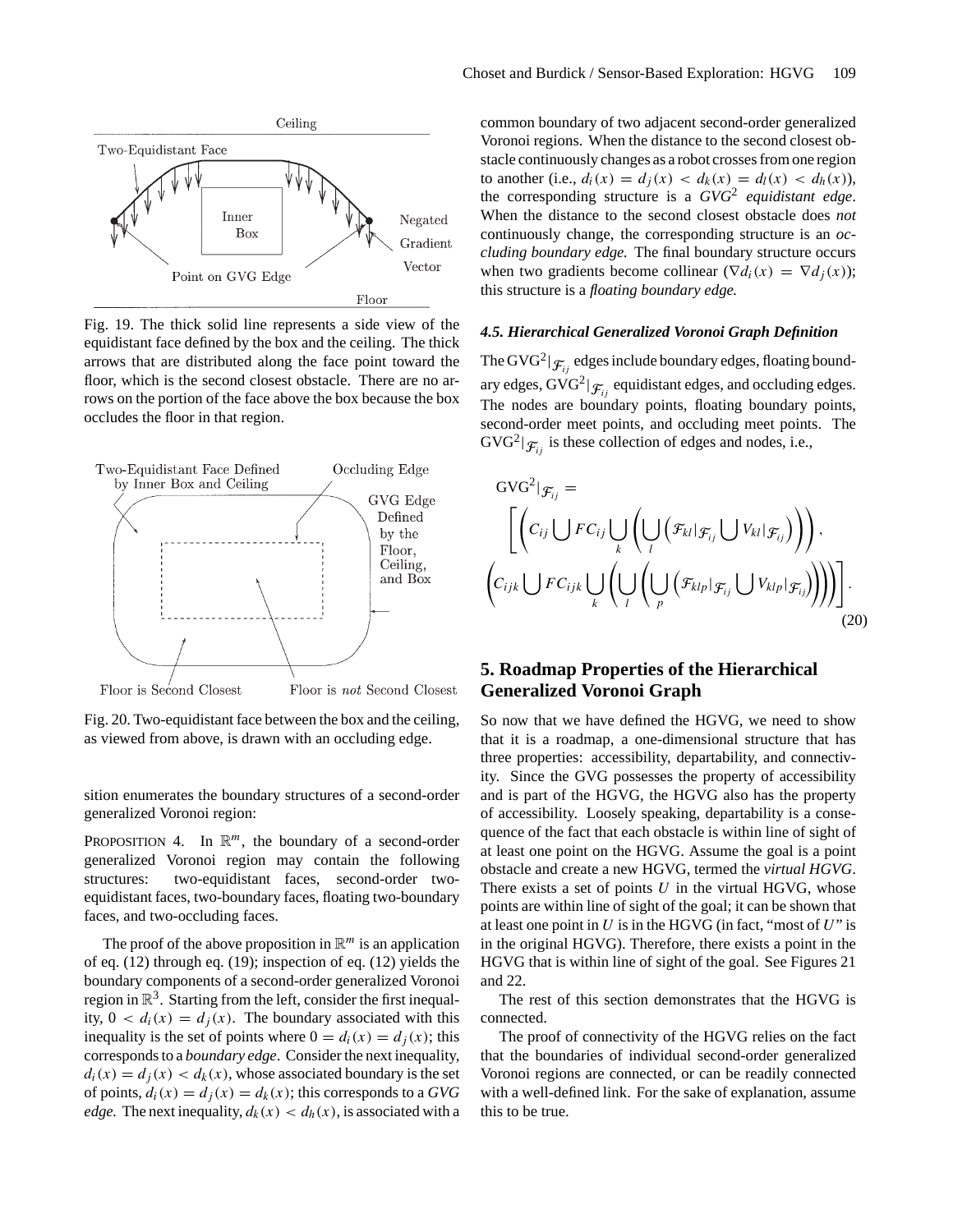Fig. 19. The thick solid line represents a side view of the equidistant face defined by the box and the ceiling. The thick arrows that are distributed along the face point toward the floor, which is the second closest obstacle. There are no arrows on the portion of the face above the box because the box occludes the floor in that region.

Fig. 20. Two-equidistant face between the box and the ceiling, as viewed from above, is drawn with an occluding edge.

sition enumerates the boundary structures of a second-order generalized Voronoi region:

PROPOSITION 4. In $\mathbb{R}^m$, the boundary of a second-order generalized Voronoi region may contain the following structures: two-equidistant faces, second-order two-equidistant faces, two-boundary faces, floating two-boundary faces, and two-occluding faces.

The proof of the above proposition in $\mathbb{R}^m$ is an application of eq. (12) through eq. (19); inspection of eq. (12) yields the boundary components of a second-order generalized Voronoi region in $\mathbb{R}^3$. Starting from the left, consider the first inequality, $0 < d_i(x) = d_j(x)$. The boundary associated with this inequality is the set of points where $0 = d_i(x) = d_j(x)$; this corresponds to a *boundary edge*. Consider the next inequality, $d_i(x) = d_j(x) < d_k(x)$, whose associated boundary is the set of points, $d_i(x) = d_j(x) = d_k(x)$; this corresponds to a *GVG edge.* The next inequality, $d_k(x) < d_h(x)$, is associated with a common boundary of two adjacent second-order generalized Voronoi regions. When the distance to the second closest obstacle continuously changes as a robot crosses from one region to another (i.e., $d_i(x) = d_j(x) < d_k(x) = d_l(x) < d_h(x)$), the corresponding structure is a *GVG*$^2$ *equidistant edge*. When the distance to the second closest obstacle does *not* continuously change, the corresponding structure is an *occluding boundary edge.* The final boundary structure occurs when two gradients become collinear ($\nabla d_i(x) = \nabla d_j(x)$); this structure is a *floating boundary edge.*

### 4.5. Hierarchical Generalized Voronoi Graph Definition

The $\text{GVG}^2|_{\mathcal{F}_{ij}}$ edges include boundary edges, floating boundary edges, $\text{GVG}^2|_{\mathcal{F}_{ij}}$ equidistant edges, and occluding edges. The nodes are boundary points, floating boundary points, second-order meet points, and occluding meet points. The $\text{GVG}^2|_{\mathcal{F}_{ij}}$ is these collection of edges and nodes, i.e.,

$$\text{GVG}^2|_{\mathcal{F}_{ij}} = \left[ \left( C_{ij} \bigcup FC_{ij} \bigcup_k \left( \bigcup_l \left( \mathcal{F}_{kl}|_{\mathcal{F}_{ij}} \bigcup V_{kl}|_{\mathcal{F}_{ij}} \right) \right) \right), \left( C_{ijk} \bigcup FC_{ijk} \bigcup_k \left( \bigcup_l \left( \bigcup_p \left( \mathcal{F}_{klp}|_{\mathcal{F}_{ij}} \bigcup V_{klp}|_{\mathcal{F}_{ij}} \right) \right) \right) \right) \right]. \tag{20}$$

## 5. Roadmap Properties of the Hierarchical Generalized Voronoi Graph

So now that we have defined the HGVG, we need to show that it is a roadmap, a one-dimensional structure that has three properties: accessibility, departability, and connectivity. Since the GVG possesses the property of accessibility and is part of the HGVG, the HGVG also has the property of accessibility. Loosely speaking, departability is a consequence of the fact that each obstacle is within line of sight of at least one point on the HGVG. Assume the goal is a point obstacle and create a new HGVG, termed the *virtual HGVG*. There exists a set of points $U$ in the virtual HGVG, whose points are within line of sight of the HGVG; it can be shown that at least one point in $U$ is in the HGVG (in fact, "most of $U$" is in the original HGVG). Therefore, there exists a point in the HGVG that is within line of sight of the goal. See Figures 21 and 22.

The rest of this section demonstrates that the HGVG is connected.

The proof of connectivity of the HGVG relies on the fact that the boundaries of individual second-order generalized Voronoi regions are connected, or can be readily connected with a well-defined link. For the sake of explanation, assume this to be true.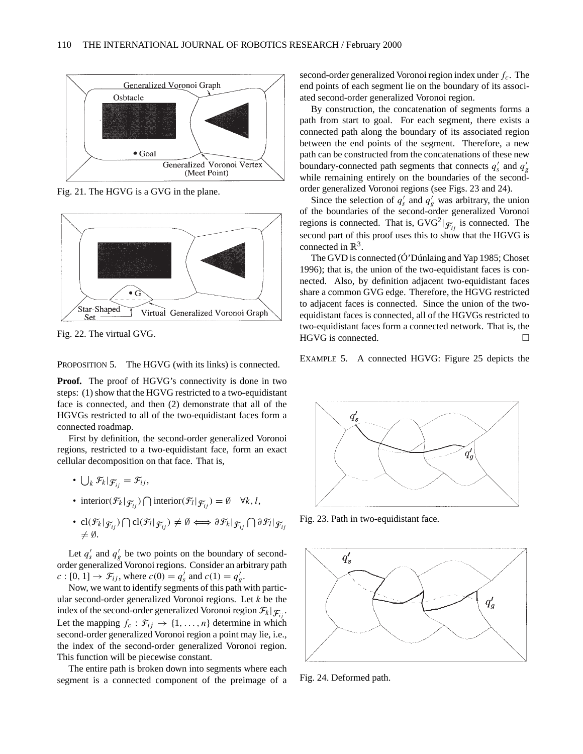Fig. 21. The HGVG is a GVG in the plane.

Fig. 22. The virtual GVG.

PROPOSITION 5. The HGVG (with its links) is connected.

**Proof.** The proof of HGVG's connectivity is done in two steps: (1) show that the HGVG restricted to a two-equidistant face is connected, and then (2) demonstrate that all of the HGVGs restricted to all of the two-equidistant faces form a connected roadmap.

First by definition, the second-order generalized Voronoi regions, restricted to a two-equidistant face, form an exact cellular decomposition on that face. That is,

- $\bigcup_k \mathcal{F}_k|_{\mathcal{F}_{ij}} = \mathcal{F}_{ij}$,
- $\text{interior}(\mathcal{F}_k|_{\mathcal{F}_{ij}}) \bigcap \text{interior}(\mathcal{F}_l|_{\mathcal{F}_{ij}}) = \emptyset \quad \forall k, l$,
- $\text{cl}(\mathcal{F}_k|_{\mathcal{F}_{ij}}) \bigcap \text{cl}(\mathcal{F}_l|_{\mathcal{F}_{ij}}) \neq \emptyset \iff \partial \mathcal{F}_k|_{\mathcal{F}_{ij}} \bigcap \partial \mathcal{F}_l|_{\mathcal{F}_{ij}} \neq \emptyset$.

Let $q_s'$ and $q_g'$ be two points on the boundary of second-order generalized Voronoi regions. Consider an arbitrary path $c : [0, 1] \rightarrow \mathcal{F}_{ij}$, where $c(0) = q_s'$ and $c(1) = q_g'$.

Now, we want to identify segments of this path with particular second-order generalized Voronoi regions. Let $k$ be the index of the second-order generalized Voronoi region $\mathcal{F}_k|_{\mathcal{F}_{ij}}$. Let the mapping $f_c : \mathcal{F}_{ij} \rightarrow \{1, \ldots, n\}$ determine in which second-order generalized Voronoi region a point may lie, i.e., the index of the second-order generalized Voronoi region. This function will be piecewise constant.

The entire path is broken down into segments where each segment is a connected component of the preimage of a second-order generalized Voronoi region index under $f_c$. The end points of each segment lie on the boundary of its associated second-order generalized Voronoi region.

By construction, the concatenation of segments forms a path from start to goal. For each segment, there exists a connected path along the boundary of its associated region between the end points of the segment. Therefore, a new path can be constructed from the concatenations of these new boundary-connected path segments that connects $q_s'$ and $q_g'$ while remaining entirely on the boundaries of the second-order generalized Voronoi regions (see Figs. 23 and 24).

Since the selection of $q_s'$ and $q_g'$ was arbitrary, the union of the boundaries of the second-order generalized Voronoi regions is connected. That is, $\text{GVG}^2|_{\mathcal{F}_{ij}}$ is connected. The second part of this proof uses this to show that the HGVG is connected in $\mathbb{R}^3$.

The GVD is connected (Ó'Dúnlaing and Yap 1985; Choset 1996); that is, the union of the two-equidistant faces is connected. Also, by definition adjacent two-equidistant faces share a common GVG edge. Therefore, the HGVG restricted to adjacent faces is connected. Since the union of the two-equidistant faces is connected, all of the HGVGs restricted to two-equidistant faces form a connected network. That is, the HGVG is connected. □

Fig. 23. Path in two-equidistant face.

Fig. 24. Deformed path.

EXAMPLE 5. A connected HGVG: Figure 25 depicts the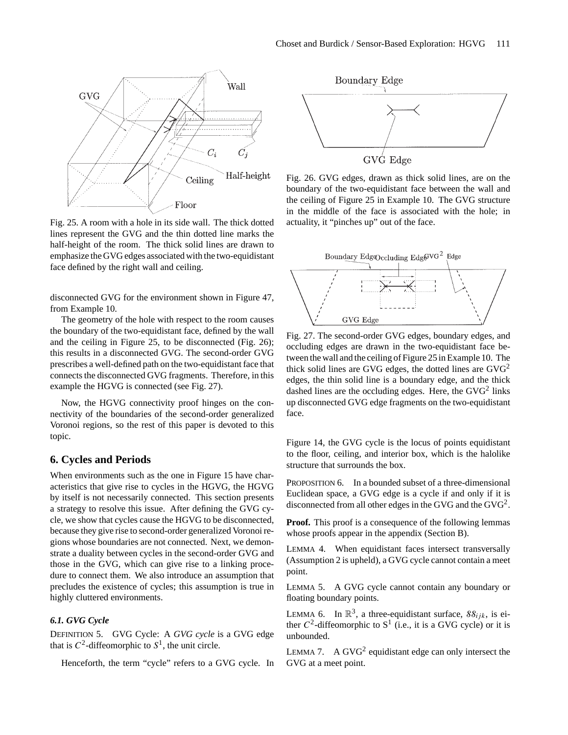Fig. 25. A room with a hole in its side wall. The thick dotted lines represent the GVG and the thin dotted line marks the half-height of the room. The thick solid lines are drawn to emphasize the GVG edges associated with the two-equidistant face defined by the right wall and ceiling.

disconnected GVG for the environment shown in Figure 47, from Example 10.

The geometry of the hole with respect to the room causes the boundary of the two-equidistant face, defined by the wall and the ceiling in Figure 25, to be disconnected (Fig. 26); this results in a disconnected GVG. The second-order GVG prescribes a well-defined path on the two-equidistant face that connects the disconnected GVG fragments. Therefore, in this example the HGVG is connected (see Fig. 27).

Now, the HGVG connectivity proof hinges on the connectivity of the boundaries of the second-order generalized Voronoi regions, so the rest of this paper is devoted to this topic.

## 6. Cycles and Periods

When environments such as the one in Figure 15 have characteristics that give rise to cycles in the HGVG, the HGVG by itself is not necessarily connected. This section presents a strategy to resolve this issue. After defining the GVG cycle, we show that cycles cause the HGVG to be disconnected, because they give rise to second-order generalized Voronoi regions whose boundaries are not connected. Next, we demonstrate a duality between cycles in the second-order GVG and those in the GVG, which can give rise to a linking procedure to connect them. We also introduce an assumption that precludes the existence of cycles; this assumption is true in highly cluttered environments.

### 6.1. GVG Cycle

DEFINITION 5. GVG Cycle: A *GVG cycle* is a GVG edge that is $C^2$-diffeomorphic to $S^1$, the unit circle.

Henceforth, the term "cycle" refers to a GVG cycle. In Figure 14, the GVG cycle is the locus of points equidistant to the floor, ceiling, and interior box, which is the halolike structure that surrounds the box.

Fig. 26. GVG edges, drawn as thick solid lines, are on the boundary of the two-equidistant face between the wall and the ceiling of Figure 25 in Example 10. The GVG structure in the middle of the face is associated with the hole; in actuality, it "pinches up" out of the face.

Fig. 27. The second-order GVG edges, boundary edges, and occluding edges are drawn in the two-equidistant face between the wall and the ceiling of Figure 25 in Example 10. The thick solid lines are GVG edges, the dotted lines are $\text{GVG}^2$ edges, the thin solid line is a boundary edge, and the thick dashed lines are the occluding edges. Here, the $\text{GVG}^2$ links up disconnected GVG edge fragments on the two-equidistant face.

PROPOSITION 6. In a bounded subset of a three-dimensional Euclidean space, a GVG edge is a cycle if and only if it is disconnected from all other edges in the GVG and the $\text{GVG}^2$.

**Proof.** This proof is a consequence of the following lemmas whose proofs appear in the appendix (Section B).

LEMMA 4. When equidistant faces intersect transversally (Assumption 2 is upheld), a GVG cycle cannot contain a meet point.

LEMMA 5. A GVG cycle cannot contain any boundary or floating boundary points.

LEMMA 6. In $\mathbb{R}^3$, a three-equidistant surface, $SS_{ijk}$, is either $C^2$-diffeomorphic to $S^1$ (i.e., it is a GVG cycle) or it is unbounded.

LEMMA 7. A $\text{GVG}^2$ equidistant edge can only intersect the GVG at a meet point.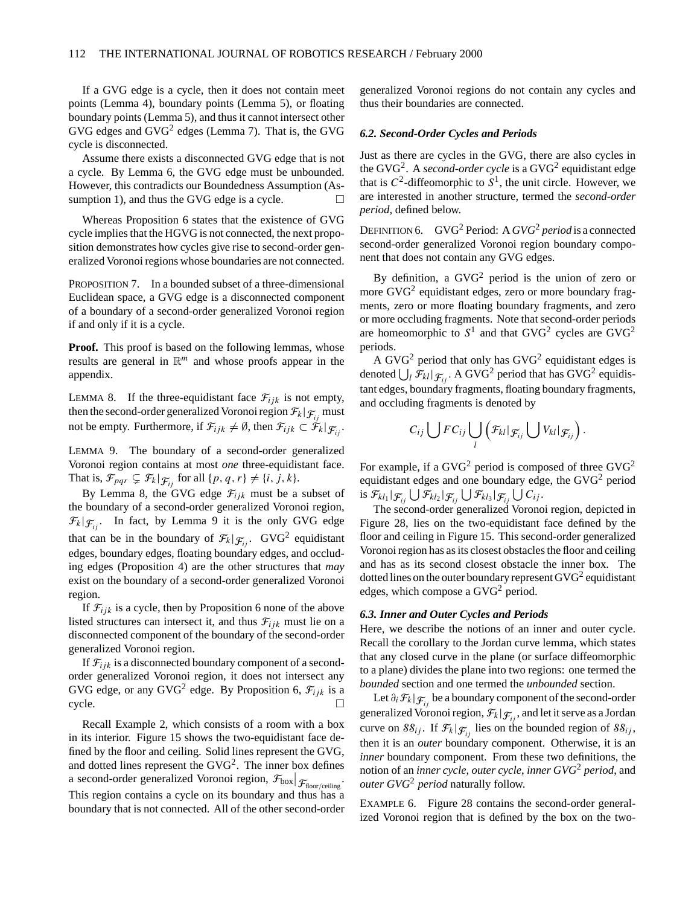If a GVG edge is a cycle, then it does not contain meet points (Lemma 4), boundary points (Lemma 5), or floating boundary points (Lemma 5), and thus it cannot intersect other GVG edges and GVG$^2$ edges (Lemma 7). That is, the GVG cycle is disconnected.

Assume there exists a disconnected GVG edge that is not a cycle. By Lemma 6, the GVG edge must be unbounded. However, this contradicts our Boundedness Assumption (Assumption 1), and thus the GVG edge is a cycle. □

Whereas Proposition 6 states that the existence of GVG cycle implies that the HGVG is not connected, the next proposition demonstrates how cycles give rise to second-order generalized Voronoi regions whose boundaries are not connected.

PROPOSITION 7. In a bounded subset of a three-dimensional Euclidean space, a GVG edge is a disconnected component of a boundary of a second-order generalized Voronoi region if and only if it is a cycle.

**Proof.** This proof is based on the following lemmas, whose results are general in $\mathbb{R}^m$ and whose proofs appear in the appendix.

LEMMA 8. If the three-equidistant face $\mathcal{F}_{ijk}$ is not empty, then the second-order generalized Voronoi region $\mathcal{F}_k|_{\mathcal{F}_{ij}}$ must not be empty. Furthermore, if $\mathcal{F}_{ijk} \neq \emptyset$, then $\mathcal{F}_{ijk} \subset \mathcal{F}_k|_{\mathcal{F}_{ij}}$.

LEMMA 9. The boundary of a second-order generalized Voronoi region contains at most *one* three-equidistant face. That is, $\mathcal{F}_{pqr} \subsetneq \mathcal{F}_k|_{\mathcal{F}_{ij}}$ for all $\{p, q, r\} \neq \{i, j, k\}$.

By Lemma 8, the GVG edge $\mathcal{F}_{ijk}$ must be a subset of the boundary of a second-order generalized Voronoi region, $\mathcal{F}_k|_{\mathcal{F}_{ij}}$. In fact, by Lemma 9 it is the only GVG edge that can be in the boundary of $\mathcal{F}_k|_{\mathcal{F}_{ij}}$. GVG$^2$ equidistant edges, boundary edges, floating boundary edges, and occluding edges (Proposition 4) are the other structures that *may* exist on the boundary of a second-order generalized Voronoi region.

If $\mathcal{F}_{ijk}$ is a cycle, then by Proposition 6 none of the above listed structures can intersect it, and thus $\mathcal{F}_{ijk}$ must lie on a disconnected component of the boundary of the second-order generalized Voronoi region.

If $\mathcal{F}_{ijk}$ is a disconnected boundary component of a second-order generalized Voronoi region, it does not intersect any GVG edge, or any GVG$^2$ edge. By Proposition 6, $\mathcal{F}_{ijk}$ is a cycle. □

Recall Example 2, which consists of a room with a box in its interior. Figure 15 shows the two-equidistant face defined by the floor and ceiling. Solid lines represent the GVG, and dotted lines represent the GVG$^2$. The inner box defines a second-order generalized Voronoi region, $\mathcal{F}_{\text{box}}\big|_{\mathcal{F}_{\text{floor/ceiling}}}$. This region contains a cycle on its boundary and thus has a boundary that is not connected. All of the other second-order generalized Voronoi regions do not contain any cycles and thus their boundaries are connected.

### 6.2. Second-Order Cycles and Periods

Just as there are cycles in the GVG, there are also cycles in the GVG$^2$. A *second-order cycle* is a GVG$^2$ equidistant edge that is $C^2$-diffeomorphic to $S^1$, the unit circle. However, we are interested in another structure, termed the *second-order period*, defined below.

DEFINITION 6. GVG$^2$ Period: A *GVG$^2$ period* is a connected second-order generalized Voronoi region boundary component that does not contain any GVG edges.

By definition, a GVG$^2$ period is the union of zero or more GVG$^2$ equidistant edges, zero or more boundary fragments, zero or more floating boundary fragments, and zero or more occluding fragments. Note that second-order periods are homeomorphic to $S^1$ and that GVG$^2$ cycles are GVG$^2$ periods.

A GVG$^2$ period that only has GVG$^2$ equidistant edges is denoted $\bigcup_l \mathcal{F}_{kl}|_{\mathcal{F}_{ij}}$. A GVG$^2$ period that has GVG$^2$ equidistant edges, boundary fragments, floating boundary fragments, and occluding fragments is denoted by

$$C_{ij} \bigcup FC_{ij} \bigcup_l \left( \mathcal{F}_{kl}|_{\mathcal{F}_{ij}} \bigcup V_{kl}|_{\mathcal{F}_{ij}} \right).$$

For example, if a GVG$^2$ period is composed of three GVG$^2$ equidistant edges and one boundary edge, the GVG$^2$ period is $\mathcal{F}_{kl_1}|_{\mathcal{F}_{ij}} \bigcup \mathcal{F}_{kl_2}|_{\mathcal{F}_{ij}} \bigcup \mathcal{F}_{kl_3}|_{\mathcal{F}_{ij}} \bigcup C_{ij}$.

The second-order generalized Voronoi region, depicted in Figure 28, lies on the two-equidistant face defined by the floor and ceiling in Figure 15. This second-order generalized Voronoi region has as its closest obstacles the floor and ceiling and has as its second closest obstacle the inner box. The dotted lines on the outer boundary represent GVG$^2$ equidistant edges, which compose a GVG$^2$ period.

### 6.3. Inner and Outer Cycles and Periods

Here, we describe the notions of an inner and outer cycle. Recall the corollary to the Jordan curve lemma, which states that any closed curve in the plane (or surface diffeomorphic to a plane) divides the plane into two regions: one termed the *bounded* section and one termed the *unbounded* section.

Let $\partial_i \mathcal{F}_k|_{\mathcal{F}_{ij}}$ be a boundary component of the second-order generalized Voronoi region, $\mathcal{F}_k|_{\mathcal{F}_{ij}}$, and let it serve as a Jordan curve on $\mathcal{SS}_{ij}$. If $\mathcal{F}_k|_{\mathcal{F}_{ij}}$ lies on the bounded region of $\mathcal{SS}_{ij}$, then it is an *outer* boundary component. Otherwise, it is an *inner* boundary component. From these two definitions, the notion of an *inner cycle*, *outer cycle*, *inner GVG$^2$ period*, and *outer GVG$^2$ period* naturally follow.

EXAMPLE 6. Figure 28 contains the second-order generalized Voronoi region that is defined by the box on the two-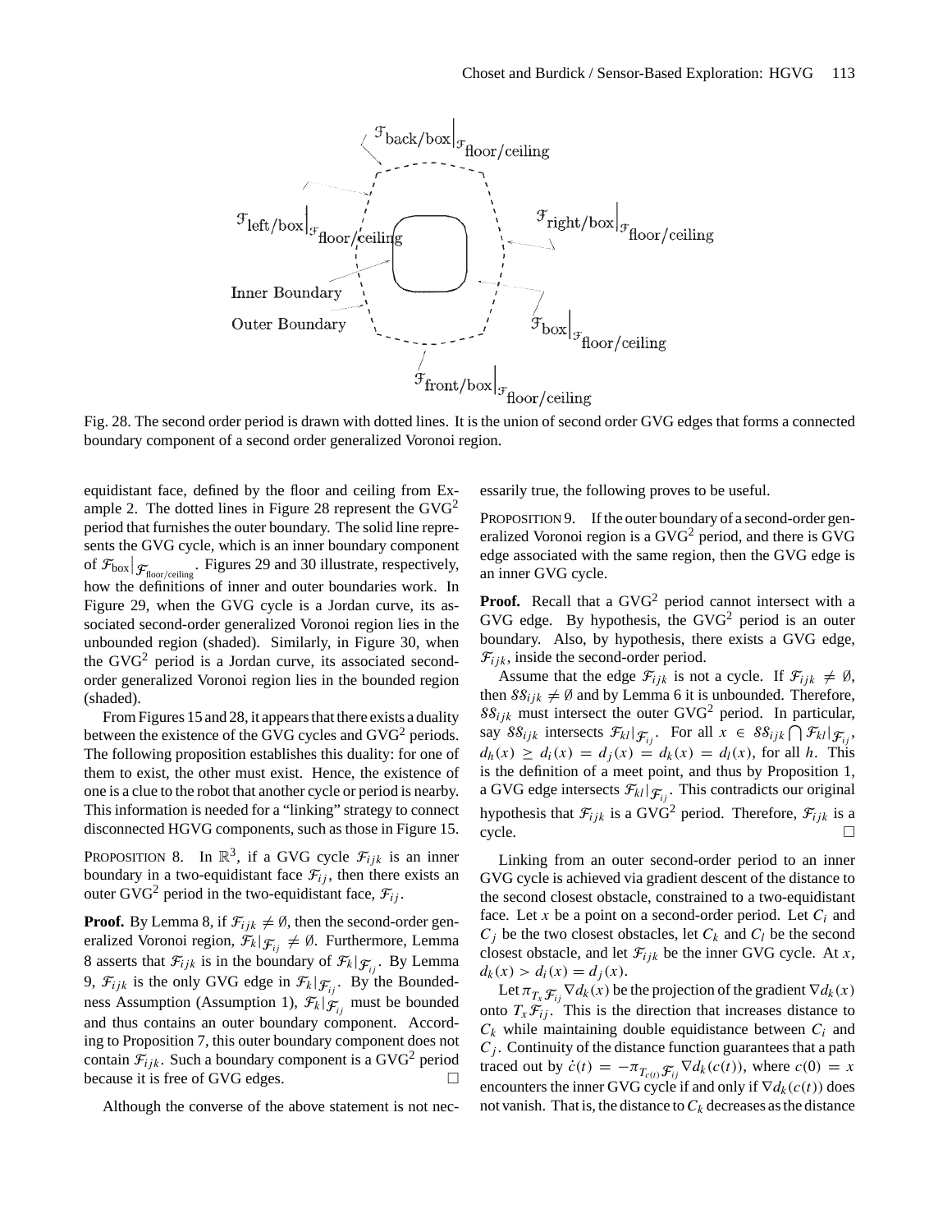Fig. 28. The second order period is drawn with dotted lines. It is the union of second order GVG edges that forms a connected boundary component of a second order generalized Voronoi region.

equidistant face, defined by the floor and ceiling from Example 2. The dotted lines in Figure 28 represent the GVG$^2$ period that furnishes the outer boundary. The solid line represents the GVG cycle, which is an inner boundary component of $\mathcal{F}_{\text{box}}|_{\mathcal{F}_{\text{floor/ceiling}}}$. Figures 29 and 30 illustrate, respectively, how the definitions of inner and outer boundaries work. In Figure 29, when the GVG cycle is a Jordan curve, its associated second-order generalized Voronoi region lies in the unbounded region (shaded). Similarly, in Figure 30, when the GVG$^2$ period is a Jordan curve, its associated second-order generalized Voronoi region lies in the bounded region (shaded).

From Figures 15 and 28, it appears that there exists a duality between the existence of the GVG cycles and GVG$^2$ periods. The following proposition establishes this duality: for one of them to exist, the other must exist. Hence, the existence of one is a clue to the robot that another cycle or period is nearby. This information is needed for a "linking" strategy to connect disconnected HGVG components, such as those in Figure 15.

PROPOSITION 8. In $\mathbb{R}^3$, if a GVG cycle $\mathcal{F}_{ijk}$ is an inner boundary in a two-equidistant face $\mathcal{F}_{ij}$, then there exists an outer GVG$^2$ period in the two-equidistant face, $\mathcal{F}_{ij}$.

**Proof.** By Lemma 8, if $\mathcal{F}_{ijk} \neq \emptyset$, then the second-order generalized Voronoi region, $\mathcal{F}_k|_{\mathcal{F}_{ij}} \neq \emptyset$. Furthermore, Lemma 8 asserts that $\mathcal{F}_{ijk}$ is in the boundary of $\mathcal{F}_k|_{\mathcal{F}_{ij}}$. By Lemma 9, $\mathcal{F}_{ijk}$ is the only GVG edge in $\mathcal{F}_k|_{\mathcal{F}_{ij}}$. By the Boundedness Assumption (Assumption 1), $\mathcal{F}_k|_{\mathcal{F}_{ij}}$ must be bounded and thus contains an outer boundary component. According to Proposition 7, this outer boundary component does not contain $\mathcal{F}_{ijk}$. Such a boundary component is a GVG$^2$ period because it is free of GVG edges. □

Although the converse of the above statement is not necessarily true, the following proves to be useful.

PROPOSITION 9. If the outer boundary of a second-order generalized Voronoi region is a GVG$^2$ period, and there is GVG edge associated with the same region, then the GVG edge is an inner GVG cycle.

**Proof.** Recall that a GVG$^2$ period cannot intersect with a GVG edge. By hypothesis, the GVG$^2$ period is an outer boundary. Also, by hypothesis, there exists a GVG edge, $\mathcal{F}_{ijk}$, inside the second-order period.

Assume that the edge $\mathcal{F}_{ijk}$ is not a cycle. If $\mathcal{F}_{ijk} \neq \emptyset$, then $\mathcal{SS}_{ijk} \neq \emptyset$ and by Lemma 6 it is unbounded. Therefore, $\mathcal{SS}_{ijk}$ must intersect the outer GVG$^2$ period. In particular, say $\mathcal{SS}_{ijk}$ intersects $\mathcal{F}_{kl}|_{\mathcal{F}_{ij}}$. For all $x \in \mathcal{SS}_{ijk} \bigcap \mathcal{F}_{kl}|_{\mathcal{F}_{ij}}$, $d_h(x) \geq d_i(x) = d_j(x) = d_k(x) = d_l(x)$, for all $h$. This is the definition of a meet point, and thus by Proposition 1, a GVG edge intersects $\mathcal{F}_{kl}|_{\mathcal{F}_{ij}}$. This contradicts our original hypothesis that $\mathcal{F}_{ijk}$ is a GVG$^2$ period. Therefore, $\mathcal{F}_{ijk}$ is a cycle. □

Linking from an outer second-order period to an inner GVG cycle is achieved via gradient descent of the distance to the second closest obstacle, constrained to a two-equidistant face. Let $x$ be a point on a second-order period. Let $C_i$ and $C_j$ be the two closest obstacles, let $C_k$ and $C_l$ be the second closest obstacle, and let $\mathcal{F}_{ijk}$ be the inner GVG cycle. At $x$, $d_k(x) > d_i(x) = d_j(x)$.

Let $\pi_{T_x \mathcal{F}_{ij}} \nabla d_k(x)$ be the projection of the gradient $\nabla d_k(x)$ onto $T_x \mathcal{F}_{ij}$. This is the direction that increases distance to $C_k$ while maintaining double equidistance between $C_i$ and $C_j$. Continuity of the distance function guarantees that a path traced out by $\dot{c}(t) = -\pi_{T_{c(t)} \mathcal{F}_{ij}} \nabla d_k(c(t))$, where $c(0) = x$ encounters the inner GVG cycle if and only if $\nabla d_k(c(t))$ does not vanish. That is, the distance to $C_k$ decreases as the distance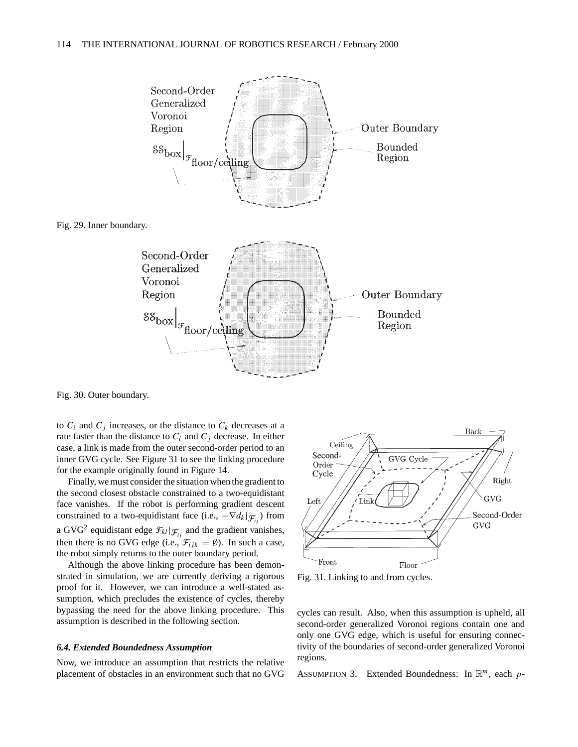Fig. 29. Inner boundary.

Fig. 30. Outer boundary.

to $C_i$ and $C_j$ increases, or the distance to $C_k$ decreases at a rate faster than the distance to $C_i$ and $C_j$ decrease. In either case, a link is made from the outer second-order period to an inner GVG cycle. See Figure 31 to see the linking procedure for the example originally found in Figure 14.

Finally, we must consider the situation when the gradient to the second closest obstacle constrained to a two-equidistant face vanishes. If the robot is performing gradient descent constrained to a two-equidistant face (i.e., $-\nabla d_k|_{\mathcal{F}_{ij}}$) from a GVG$^2$ equidistant edge $\mathcal{F}_{kl}|_{\mathcal{F}_{ij}}$ and the gradient vanishes, then there is no GVG edge (i.e., $\mathcal{F}_{ijk} = \emptyset$). In such a case, the robot simply returns to the outer boundary period.

Although the above linking procedure has been demonstrated in simulation, we are currently deriving a rigorous proof for it. However, we can introduce a well-stated assumption, which precludes the existence of cycles, thereby bypassing the need for the above linking procedure. This assumption is described in the following section.

### *6.4. Extended Boundedness Assumption*

Now, we introduce an assumption that restricts the relative placement of obstacles in an environment such that no GVG cycles can result. Also, when this assumption is upheld, all second-order generalized Voronoi regions contain one and only one GVG edge, which is useful for ensuring connectivity of the boundaries of second-order generalized Voronoi regions.

Fig. 31. Linking to and from cycles.

ASSUMPTION 3. Extended Boundedness: In $\mathbb{R}^m$, each $p$-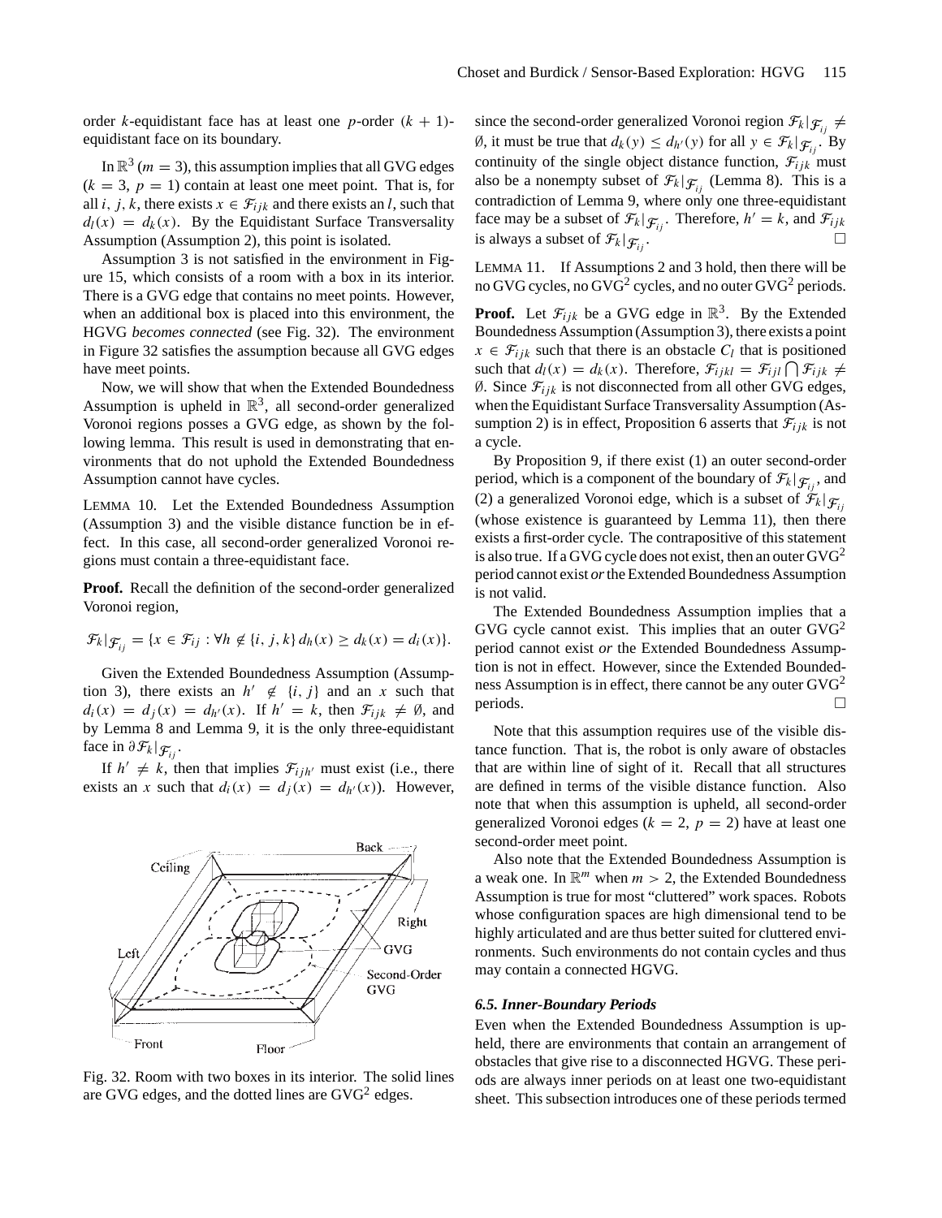order $k$-equidistant face has at least one $p$-order $(k+1)$-equidistant face on its boundary.

In $\mathbb{R}^3$ ($m = 3$), this assumption implies that all GVG edges ($k = 3$, $p = 1$) contain at least one meet point. That is, for all $i, j, k$, there exists $x \in \mathcal{F}_{ijk}$ and there exists an $l$, such that $d_l(x) = d_k(x)$. By the Equidistant Surface Transversality Assumption (Assumption 2), this point is isolated.

Assumption 3 is not satisfied in the environment in Figure 15, which consists of a room with a box in its interior. There is a GVG edge that contains no meet points. However, when an additional box is placed into this environment, the HGVG *becomes connected* (see Fig. 32). The environment in Figure 32 satisfies the assumption because all GVG edges have meet points.

Now, we will show that when the Extended Boundedness Assumption is upheld in $\mathbb{R}^3$, all second-order generalized Voronoi regions posses a GVG edge, as shown by the following lemma. This result is used in demonstrating that environments that do not uphold the Extended Boundedness Assumption cannot have cycles.

LEMMA 10. Let the Extended Boundedness Assumption (Assumption 3) and the visible distance function be in effect. In this case, all second-order generalized Voronoi regions must contain a three-equidistant face.

**Proof.** Recall the definition of the second-order generalized Voronoi region,

$$\mathcal{F}_k|_{\mathcal{F}_{ij}} = \{x \in \mathcal{F}_{ij} : \forall h \notin \{i, j, k\}\, d_h(x) \geq d_k(x) = d_i(x)\}.$$

Given the Extended Boundedness Assumption (Assumption 3), there exists an $h' \notin \{i, j\}$ and an $x$ such that $d_i(x) = d_j(x) = d_{h'}(x)$. If $h' = k$, then $\mathcal{F}_{ijk} \neq \emptyset$, and by Lemma 8 and Lemma 9, it is the only three-equidistant face in $\partial \mathcal{F}_k|_{\mathcal{F}_{ij}}$.

If $h' \neq k$, then that implies $\mathcal{F}_{ijh'}$ must exist (i.e., there exists an $x$ such that $d_i(x) = d_j(x) = d_{h'}(x)$). However, since the second-order generalized Voronoi region $\mathcal{F}_k|_{\mathcal{F}_{ij}} \neq \emptyset$, it must be true that $d_k(y) \leq d_{h'}(y)$ for all $y \in \mathcal{F}_k|_{\mathcal{F}_{ij}}$. By continuity of the single object distance function, $\mathcal{F}_{ijk}$ must also be a nonempty subset of $\mathcal{F}_k|_{\mathcal{F}_{ij}}$ (Lemma 8). This is a contradiction of Lemma 9, where only one three-equidistant face may be a subset of $\mathcal{F}_k|_{\mathcal{F}_{ij}}$. Therefore, $h' = k$, and $\mathcal{F}_{ijk}$ is always a subset of $\mathcal{F}_k|_{\mathcal{F}_{ij}}$. □

Fig. 32. Room with two boxes in its interior. The solid lines are GVG edges, and the dotted lines are GVG$^2$ edges.

LEMMA 11. If Assumptions 2 and 3 hold, then there will be no GVG cycles, no GVG$^2$ cycles, and no outer GVG$^2$ periods.

**Proof.** Let $\mathcal{F}_{ijk}$ be a GVG edge in $\mathbb{R}^3$. By the Extended Boundedness Assumption (Assumption 3), there exists a point $x \in \mathcal{F}_{ijk}$ such that there is an obstacle $C_l$ that is positioned such that $d_l(x) = d_k(x)$. Therefore, $\mathcal{F}_{ijkl} = \mathcal{F}_{ijl} \bigcap \mathcal{F}_{ijk} \neq \emptyset$. Since $\mathcal{F}_{ijk}$ is not disconnected from all other GVG edges, when the Equidistant Surface Transversality Assumption (Assumption 2) is in effect, Proposition 6 asserts that $\mathcal{F}_{ijk}$ is not a cycle.

By Proposition 9, if there exist (1) an outer second-order period, which is a component of the boundary of $\mathcal{F}_k|_{\mathcal{F}_{ij}}$, and (2) a generalized Voronoi edge, which is a subset of $\mathcal{F}_k|_{\mathcal{F}_{ij}}$ (whose existence is guaranteed by Lemma 11), then there exists a first-order cycle. The contrapositive of this statement is also true. If a GVG cycle does not exist, then an outer GVG$^2$ period cannot exist *or* the Extended Boundedness Assumption is not valid.

The Extended Boundedness Assumption implies that a GVG cycle cannot exist. This implies that an outer GVG$^2$ period cannot exist *or* the Extended Boundedness Assumption is not in effect. However, since the Extended Boundedness Assumption is in effect, there cannot be any outer GVG$^2$ periods. □

Note that this assumption requires use of the visible distance function. That is, the robot is only aware of obstacles that are within line of sight of it. Recall that all structures are defined in terms of the visible distance function. Also note that when this assumption is upheld, all second-order generalized Voronoi edges ($k = 2$, $p = 2$) have at least one second-order meet point.

Also note that the Extended Boundedness Assumption is a weak one. In $\mathbb{R}^m$ when $m > 2$, the Extended Boundedness Assumption is true for most "cluttered" work spaces. Robots whose configuration spaces are high dimensional tend to be highly articulated and are thus better suited for cluttered environments. Such environments do not contain cycles and thus may contain a connected HGVG.

### *6.5. Inner-Boundary Periods*

Even when the Extended Boundedness Assumption is upheld, there are environments that contain an arrangement of obstacles that give rise to a disconnected HGVG. These periods are always inner periods on at least one two-equidistant sheet. This subsection introduces one of these periods termed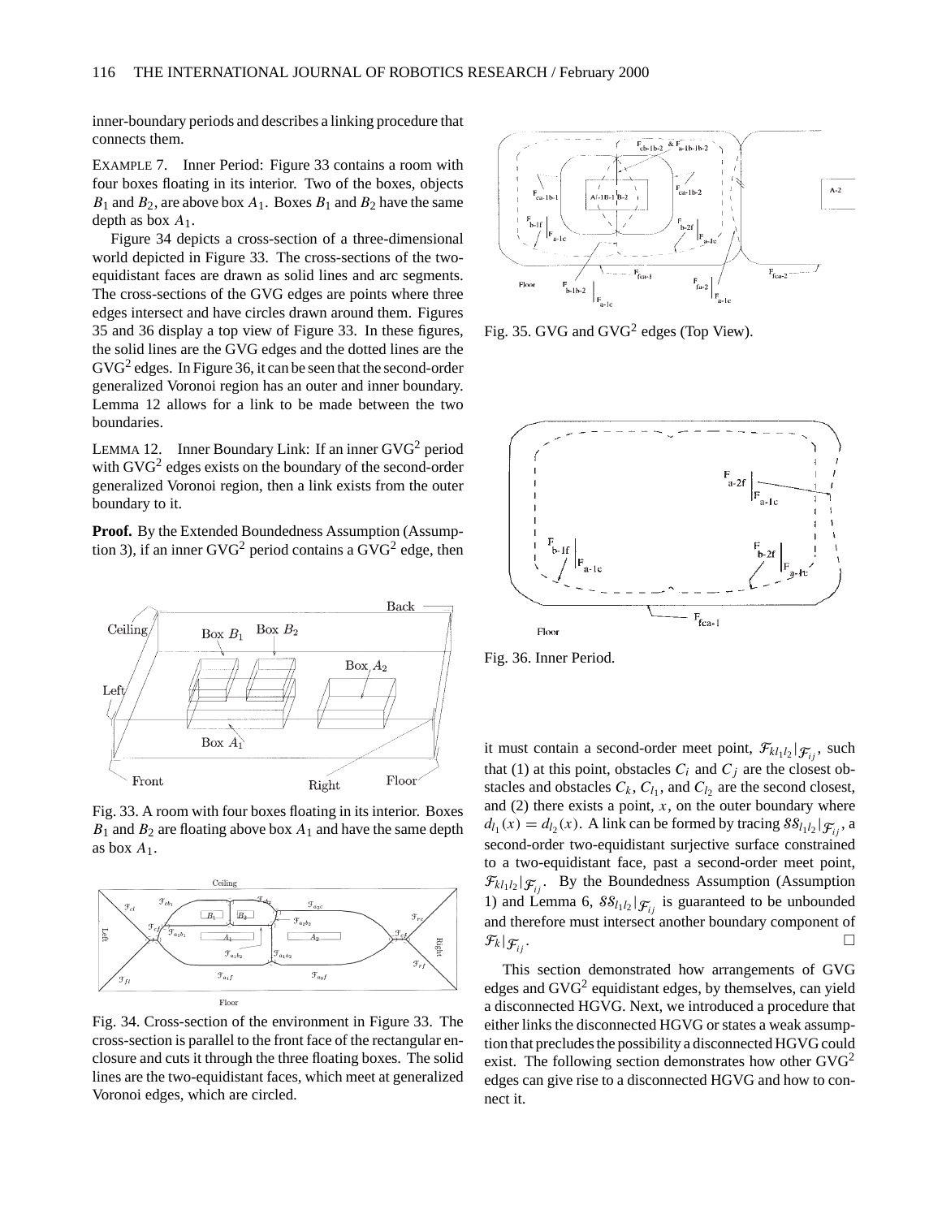inner-boundary periods and describes a linking procedure that connects them.

EXAMPLE 7. Inner Period: Figure 33 contains a room with four boxes floating in its interior. Two of the boxes, objects $B_1$ and $B_2$, are above box $A_1$. Boxes $B_1$ and $B_2$ have the same depth as box $A_1$.

Figure 34 depicts a cross-section of a three-dimensional world depicted in Figure 33. The cross-sections of the two-equidistant faces are drawn as solid lines and arc segments. The cross-sections of the GVG edges are points where three edges intersect and have circles drawn around them. Figures 35 and 36 display a top view of Figure 33. In these figures, the solid lines are the GVG edges and the dotted lines are the GVG$^2$ edges. In Figure 36, it can be seen that the second-order generalized Voronoi region has an outer and inner boundary. Lemma 12 allows for a link to be made between the two boundaries.

LEMMA 12. Inner Boundary Link: If an inner GVG$^2$ period with GVG$^2$ edges exists on the boundary of the second-order generalized Voronoi region, then a link exists from the outer boundary to it.

**Proof.** By the Extended Boundedness Assumption (Assumption 3), if an inner GVG$^2$ period contains a GVG$^2$ edge, then it must contain a second-order meet point, $\mathcal{F}_{kl_1l_2}|_{\mathcal{F}_{ij}}$, such that (1) at this point, obstacles $C_i$ and $C_j$ are the closest obstacles and obstacles $C_k$, $C_{l_1}$, and $C_{l_2}$ are the second closest, and (2) there exists a point, $x$, on the outer boundary where $d_{l_1}(x) = d_{l_2}(x)$. A link can be formed by tracing $\mathcal{SS}_{l_1l_2}|_{\mathcal{F}_{ij}}$, a second-order two-equidistant surjective surface constrained to a two-equidistant face, past a second-order meet point, $\mathcal{F}_{kl_1l_2}|_{\mathcal{F}_{ij}}$. By the Boundedness Assumption (Assumption 1) and Lemma 6, $\mathcal{SS}_{l_1l_2}|_{\mathcal{F}_{ij}}$ is guaranteed to be unbounded and therefore must intersect another boundary component of $\mathcal{F}_k|_{\mathcal{F}_{ij}}$. □

Fig. 33. A room with four boxes floating in its interior. Boxes $B_1$ and $B_2$ are floating above box $A_1$ and have the same depth as box $A_1$.

Fig. 34. Cross-section of the environment in Figure 33. The cross-section is parallel to the front face of the rectangular enclosure and cuts it through the three floating boxes. The solid lines are the two-equidistant faces, which meet at generalized Voronoi edges, which are circled.

Fig. 35. GVG and GVG$^2$ edges (Top View).

Fig. 36. Inner Period.

This section demonstrated how arrangements of GVG edges and GVG$^2$ equidistant edges, by themselves, can yield a disconnected HGVG. Next, we introduced a procedure that either links the disconnected HGVG or states a weak assumption that precludes the possibility a disconnected HGVG could exist. The following section demonstrates how other GVG$^2$ edges can give rise to a disconnected HGVG and how to connect it.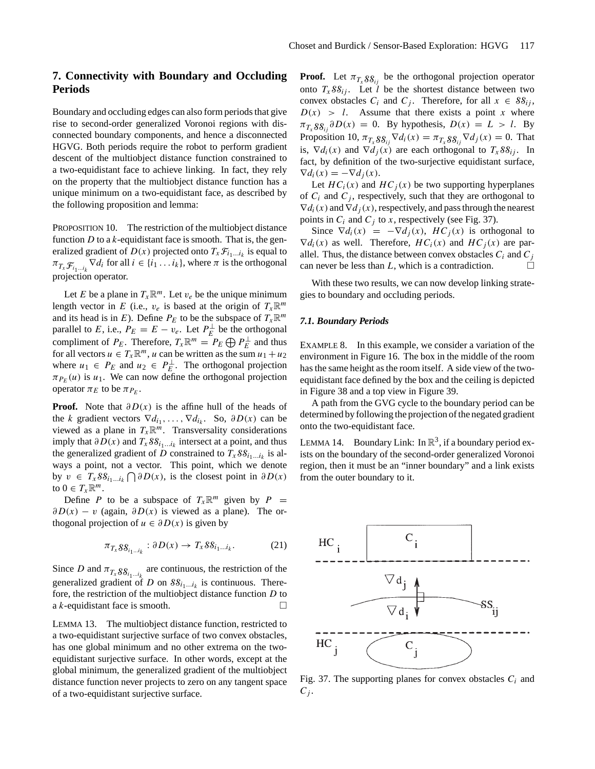## 7. Connectivity with Boundary and Occluding Periods

Boundary and occluding edges can also form periods that give rise to second-order generalized Voronoi regions with disconnected boundary components, and hence a disconnected HGVG. Both periods require the robot to perform gradient descent of the multiobject distance function constrained to a two-equidistant face to achieve linking. In fact, they rely on the property that the multiobject distance function has a unique minimum on a two-equidistant face, as described by the following proposition and lemma:

PROPOSITION 10. The restriction of the multiobject distance function $D$ to a $k$-equidistant face is smooth. That is, the generalized gradient of $D(x)$ projected onto $T_x\mathcal{F}_{i_1\ldots i_k}$ is equal to $\pi_{T_x\mathcal{F}_{i_1\ldots i_k}}\nabla d_i$ for all $i \in \{i_1 \ldots i_k\}$, where $\pi$ is the orthogonal projection operator.

Let $E$ be a plane in $T_x\mathbb{R}^m$. Let $v_e$ be the unique minimum length vector in $E$ (i.e., $v_e$ is based at the origin of $T_x\mathbb{R}^m$ and its head is in $E$). Define $P_E$ to be the subspace of $T_x\mathbb{R}^m$ parallel to $E$, i.e., $P_E = E - v_e$. Let $P_E^\perp$ be the orthogonal compliment of $P_E$. Therefore, $T_x\mathbb{R}^m = P_E \bigoplus P_E^\perp$ and thus for all vectors $u \in T_x\mathbb{R}^m$, $u$ can be written as the sum $u_1 + u_2$ where $u_1 \in P_E$ and $u_2 \in P_E^\perp$. The orthogonal projection $\pi_{P_E}(u)$ is $u_1$. We can now define the orthogonal projection operator $\pi_E$ to be $\pi_{P_E}$.

**Proof.** Note that $\partial D(x)$ is the affine hull of the heads of the $k$ gradient vectors $\nabla d_{i_1}, \ldots, \nabla d_{i_k}$. So, $\partial D(x)$ can be viewed as a plane in $T_x\mathbb{R}^m$. Transversality considerations imply that $\partial D(x)$ and $T_x\mathcal{SS}_{i_1\ldots i_k}$ intersect at a point, and thus the generalized gradient of $D$ constrained to $T_x\mathcal{SS}_{i_1\ldots i_k}$ is always a point, not a vector. This point, which we denote by $v \in T_x\mathcal{SS}_{i_1\ldots i_k} \bigcap \partial D(x)$, is the closest point in $\partial D(x)$ to $0 \in T_x\mathbb{R}^m$.

Define $P$ to be a subspace of $T_x\mathbb{R}^m$ given by $P = \partial D(x) - v$ (again, $\partial D(x)$ is viewed as a plane). The orthogonal projection of $u \in \partial D(x)$ is given by

$$\pi_{T_x\mathcal{SS}_{i_1\ldots i_k}} : \partial D(x) \to T_x\mathcal{SS}_{i_1\ldots i_k}. \tag{21}$$

Since $D$ and $\pi_{T_x\mathcal{SS}_{i_1\ldots i_k}}$ are continuous, the restriction of the generalized gradient of $D$ on $\mathcal{SS}_{i_1\ldots i_k}$ is continuous. Therefore, the restriction of the multiobject distance function $D$ to a $k$-equidistant face is smooth. □

LEMMA 13. The multiobject distance function, restricted to a two-equidistant surjective surface of two convex obstacles, has one global minimum and no other extrema on the two-equidistant surjective surface. In other words, except at the global minimum, the generalized gradient of the multiobject distance function never projects to zero on any tangent space of a two-equidistant surjective surface.

**Proof.** Let $\pi_{T_x\mathcal{SS}_{ij}}$ be the orthogonal projection operator onto $T_x\mathcal{SS}_{ij}$. Let $l$ be the shortest distance between two convex obstacles $C_i$ and $C_j$. Therefore, for all $x \in \mathcal{SS}_{ij}$, $D(x) > l$. Assume that there exists a point $x$ where $\pi_{T_x\mathcal{SS}_{ij}}\partial D(x) = 0$. By hypothesis, $D(x) = L > l$. By Proposition 10, $\pi_{T_x\mathcal{SS}_{ij}}\nabla d_i(x) = \pi_{T_x\mathcal{SS}_{ij}}\nabla d_j(x) = 0$. That is, $\nabla d_i(x)$ and $\nabla d_j(x)$ are each orthogonal to $T_x\mathcal{SS}_{ij}$. In fact, by definition of the two-surjective equidistant surface, $\nabla d_i(x) = -\nabla d_j(x)$.

Let $HC_i(x)$ and $HC_j(x)$ be two supporting hyperplanes of $C_i$ and $C_j$, respectively, such that they are orthogonal to $\nabla d_i(x)$ and $\nabla d_j(x)$, respectively, and pass through the nearest points in $C_i$ and $C_j$ to $x$, respectively (see Fig. 37).

Since $\nabla d_i(x) = -\nabla d_j(x)$, $HC_j(x)$ is orthogonal to $\nabla d_i(x)$ as well. Therefore, $HC_i(x)$ and $HC_j(x)$ are parallel. Thus, the distance between convex obstacles $C_i$ and $C_j$ can never be less than $L$, which is a contradiction. □

With these two results, we can now develop linking strategies to boundary and occluding periods.

### 7.1. Boundary Periods

EXAMPLE 8. In this example, we consider a variation of the environment in Figure 16. The box in the middle of the room has the same height as the room itself. A side view of the two-equidistant face defined by the box and the ceiling is depicted in Figure 38 and a top view in Figure 39.

A path from the GVG cycle to the boundary period can be determined by following the projection of the negated gradient onto the two-equidistant face.

LEMMA 14. Boundary Link: In $\mathbb{R}^3$, if a boundary period exists on the boundary of the second-order generalized Voronoi region, then it must be an "inner boundary" and a link exists from the outer boundary to it.

Fig. 37. The supporting planes for convex obstacles $C_i$ and $C_j$.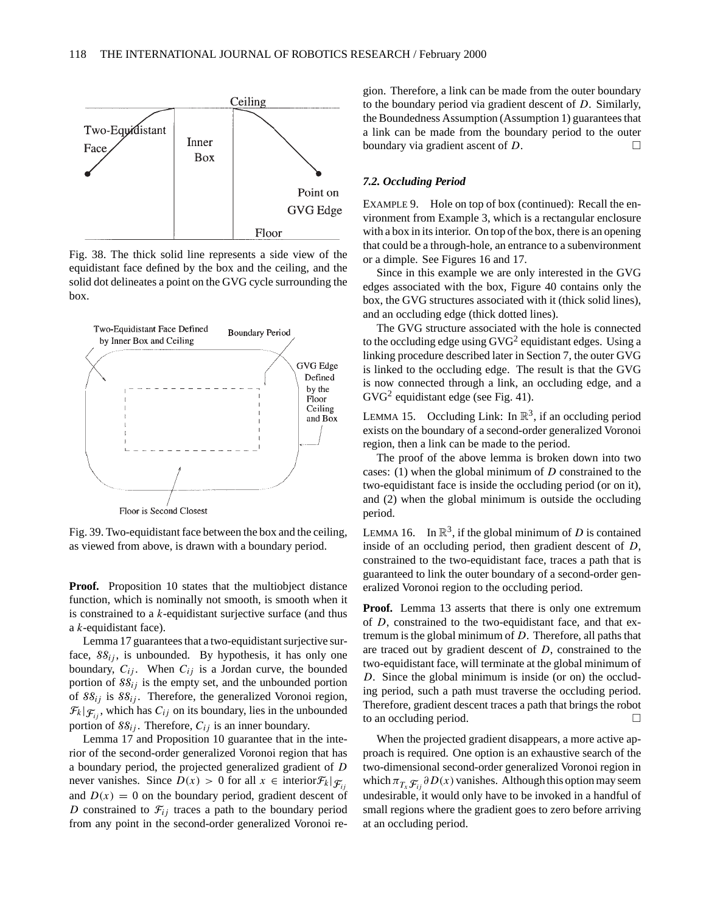Fig. 38. The thick solid line represents a side view of the equidistant face defined by the box and the ceiling, and the solid dot delineates a point on the GVG cycle surrounding the box.

Fig. 39. Two-equidistant face between the box and the ceiling, as viewed from above, is drawn with a boundary period.

**Proof.** Proposition 10 states that the multiobject distance function, which is nominally not smooth, is smooth when it is constrained to a $k$-equidistant surjective surface (and thus a $k$-equidistant face).

Lemma 17 guarantees that a two-equidistant surjective surface, $\mathcal{SS}_{ij}$, is unbounded. By hypothesis, it has only one boundary, $C_{ij}$. When $C_{ij}$ is a Jordan curve, the bounded portion of $\mathcal{SS}_{ij}$ is the empty set, and the unbounded portion of $\mathcal{SS}_{ij}$ is $\mathcal{SS}_{ij}$. Therefore, the generalized Voronoi region, $\mathcal{F}_k|_{\mathcal{F}_{ij}}$, which has $C_{ij}$ on its boundary, lies in the unbounded portion of $\mathcal{SS}_{ij}$. Therefore, $C_{ij}$ is an inner boundary.

Lemma 17 and Proposition 10 guarantee that in the interior of the second-order generalized Voronoi region that has a boundary period, the projected generalized gradient of $D$ never vanishes. Since $D(x) > 0$ for all $x \in \text{interior}\mathcal{F}_k|_{\mathcal{F}_{ij}}$ and $D(x) = 0$ on the boundary period, gradient descent of $D$ constrained to $\mathcal{F}_{ij}$ traces a path to the boundary period from any point in the second-order generalized Voronoi region. Therefore, a link can be made from the outer boundary to the boundary period via gradient descent of $D$. Similarly, the Boundedness Assumption (Assumption 1) guarantees that a link can be made from the boundary period to the outer boundary via gradient ascent of $D$. □

### *7.2. Occluding Period*

EXAMPLE 9. Hole on top of box (continued): Recall the environment from Example 3, which is a rectangular enclosure with a box in its interior. On top of the box, there is an opening that could be a through-hole, an entrance to a subenvironment or a dimple. See Figures 16 and 17.

Since in this example we are only interested in the GVG edges associated with the box, Figure 40 contains only the box, the GVG structures associated with it (thick solid lines), and an occluding edge (thick dotted lines).

The GVG structure associated with the hole is connected to the occluding edge using GVG$^2$ equidistant edges. Using a linking procedure described later in Section 7, the outer GVG is linked to the occluding edge. The result is that the GVG is now connected through a link, an occluding edge, and a GVG$^2$ equidistant edge (see Fig. 41).

LEMMA 15. Occluding Link: In $\mathbb{R}^3$, if an occluding period exists on the boundary of a second-order generalized Voronoi region, then a link can be made to the period.

The proof of the above lemma is broken down into two cases: (1) when the global minimum of $D$ constrained to the two-equidistant face is inside the occluding period (or on it), and (2) when the global minimum is outside the occluding period.

LEMMA 16. In $\mathbb{R}^3$, if the global minimum of $D$ is contained inside of an occluding period, then gradient descent of $D$, constrained to the two-equidistant face, traces a path that is guaranteed to link the outer boundary of a second-order generalized Voronoi region to the occluding period.

**Proof.** Lemma 13 asserts that there is only one extremum of $D$, constrained to the two-equidistant face, and that extremum is the global minimum of $D$. Therefore, all paths that are traced out by gradient descent of $D$, constrained to the two-equidistant face, will terminate at the global minimum of $D$. Since the global minimum is inside (or on) the occluding period, such a path must traverse the occluding period. Therefore, gradient descent traces a path that brings the robot to an occluding period. □

When the projected gradient disappears, a more active approach is required. One option is an exhaustive search of the two-dimensional second-order generalized Voronoi region in which $\pi_{T_x\mathcal{F}_{ij}}\partial D(x)$ vanishes. Although this option may seem undesirable, it would only have to be invoked in a handful of small regions where the gradient goes to zero before arriving at an occluding period.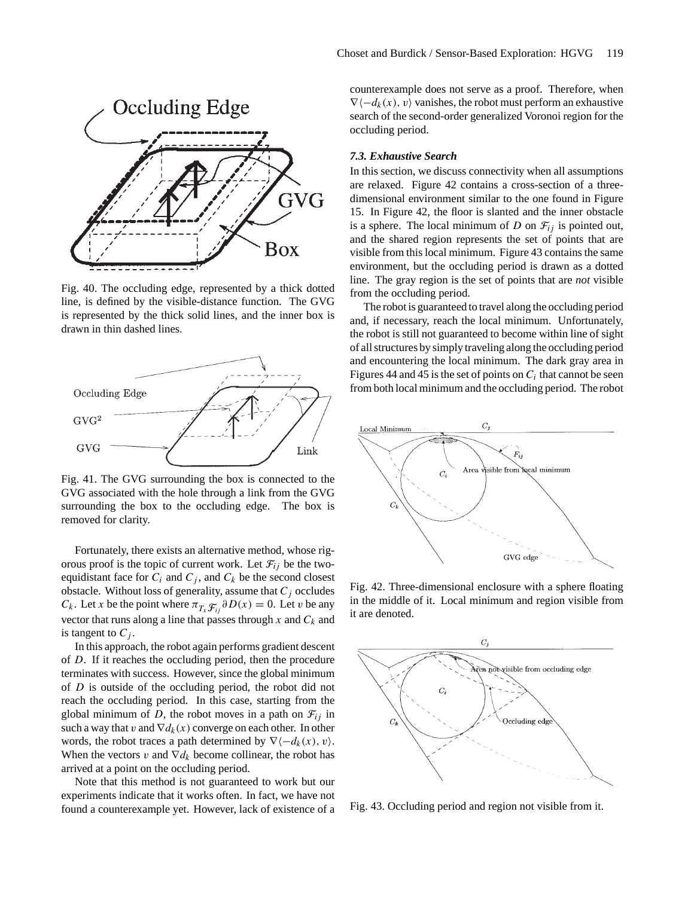Fig. 40. The occluding edge, represented by a thick dotted line, is defined by the visible-distance function. The GVG is represented by the thick solid lines, and the inner box is drawn in thin dashed lines.

Fig. 41. The GVG surrounding the box is connected to the GVG associated with the hole through a link from the GVG surrounding the box to the occluding edge. The box is removed for clarity.

Fortunately, there exists an alternative method, whose rigorous proof is the topic of current work. Let $\mathcal{F}_{ij}$ be the two-equidistant face for $C_i$ and $C_j$, and $C_k$ be the second closest obstacle. Without loss of generality, assume that $C_j$ occludes $C_k$. Let $x$ be the point where $\pi_{T_x \mathcal{F}_{ij}} \partial D(x) = 0$. Let $v$ be any vector that runs along a line that passes through $x$ and $C_k$ and is tangent to $C_j$.

In this approach, the robot again performs gradient descent of $D$. If it reaches the occluding period, then the procedure terminates with success. However, since the global minimum of $D$ is outside of the occluding period, the robot did not reach the occluding period. In this case, starting from the global minimum of $D$, the robot moves in a path on $\mathcal{F}_{ij}$ in such a way that $v$ and $\nabla d_k(x)$ converge on each other. In other words, the robot traces a path determined by $\nabla\langle -d_k(x), v\rangle$. When the vectors $v$ and $\nabla d_k$ become collinear, the robot has arrived at a point on the occluding period.

Note that this method is not guaranteed to work but our experiments indicate that it works often. In fact, we have not found a counterexample yet. However, lack of existence of a counterexample does not serve as a proof. Therefore, when $\nabla\langle -d_k(x), v\rangle$ vanishes, the robot must perform an exhaustive search of the second-order generalized Voronoi region for the occluding period.

### *7.3. Exhaustive Search*

In this section, we discuss connectivity when all assumptions are relaxed. Figure 42 contains a cross-section of a three-dimensional environment similar to the one found in Figure 15. In Figure 42, the floor is slanted and the inner obstacle is a sphere. The local minimum of $D$ on $\mathcal{F}_{ij}$ is pointed out, and the shared region represents the set of points that are visible from this local minimum. Figure 43 contains the same environment, but the occluding period is drawn as a dotted line. The gray region is the set of points that are *not* visible from the occluding period.

The robot is guaranteed to travel along the occluding period and, if necessary, reach the local minimum. Unfortunately, the robot is still not guaranteed to become within line of sight of all structures by simply traveling along the occluding period and encountering the local minimum. The dark gray area in Figures 44 and 45 is the set of points on $C_i$ that cannot be seen from both local minimum and the occluding period. The robot

Fig. 42. Three-dimensional enclosure with a sphere floating in the middle of it. Local minimum and region visible from it are denoted.

Fig. 43. Occluding period and region not visible from it.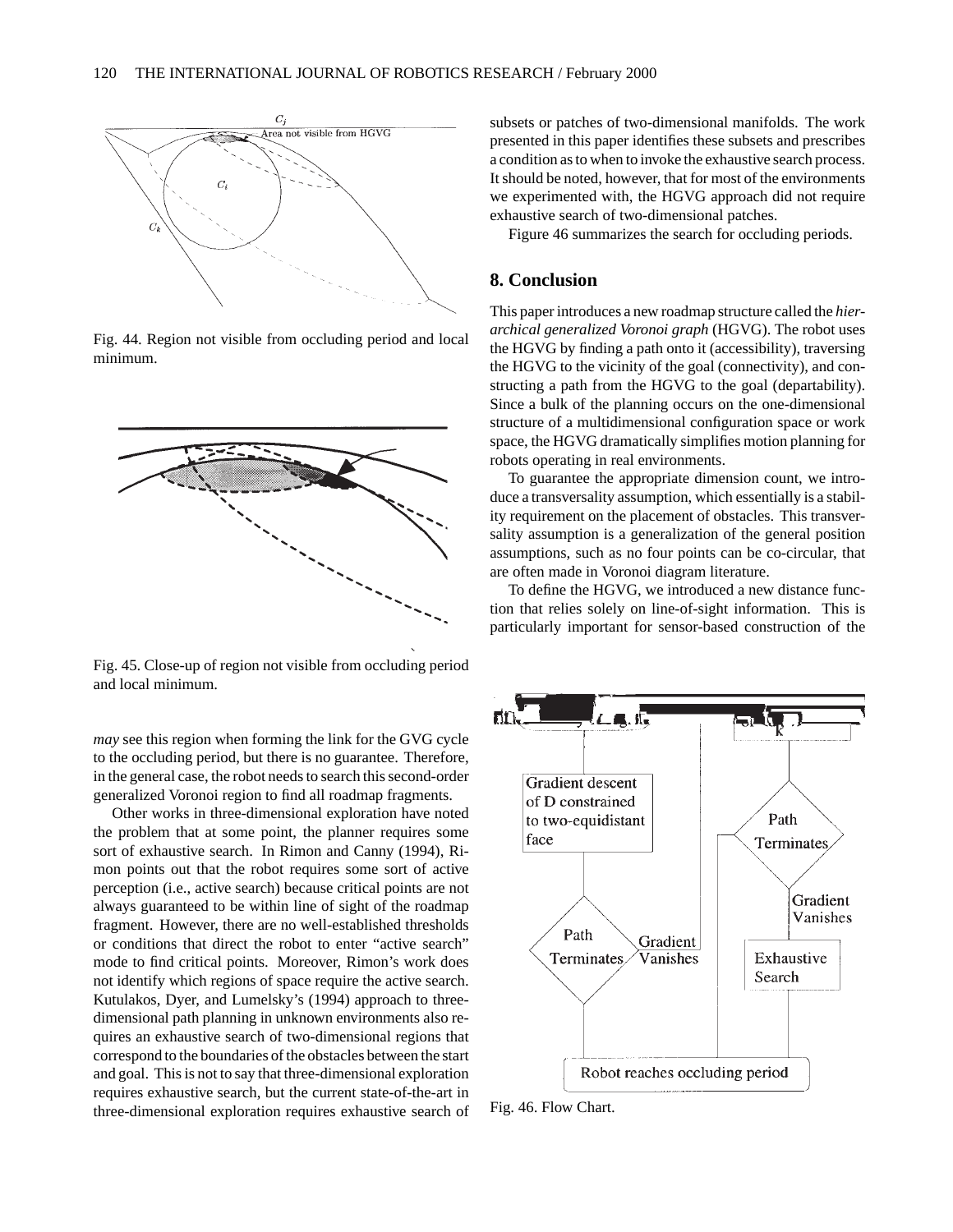Fig. 44. Region not visible from occluding period and local minimum.

Fig. 45. Close-up of region not visible from occluding period and local minimum.

*may* see this region when forming the link for the GVG cycle to the occluding period, but there is no guarantee. Therefore, in the general case, the robot needs to search this second-order generalized Voronoi region to find all roadmap fragments.

Other works in three-dimensional exploration have noted the problem that at some point, the planner requires some sort of exhaustive search. In Rimon and Canny (1994), Rimon points out that the robot requires some sort of active perception (i.e., active search) because critical points are not always guaranteed to be within line of sight of the roadmap fragment. However, there are no well-established thresholds or conditions that direct the robot to enter "active search" mode to find critical points. Moreover, Rimon's work does not identify which regions of space require the active search. Kutulakos, Dyer, and Lumelsky's (1994) approach to three-dimensional path planning in unknown environments also requires an exhaustive search of two-dimensional regions that correspond to the boundaries of the obstacles between the start and goal. This is not to say that three-dimensional exploration requires exhaustive search, but the current state-of-the-art in three-dimensional exploration requires exhaustive search of subsets or patches of two-dimensional manifolds. The work presented in this paper identifies these subsets and prescribes a condition as to when to invoke the exhaustive search process. It should be noted, however, that for most of the environments we experimented with, the HGVG approach did not require exhaustive search of two-dimensional patches.

Figure 46 summarizes the search for occluding periods.

## 8. Conclusion

This paper introduces a new roadmap structure called the *hierarchical generalized Voronoi graph* (HGVG). The robot uses the HGVG by finding a path onto it (accessibility), traversing the HGVG to the vicinity of the goal (connectivity), and constructing a path from the HGVG to the goal (departability). Since a bulk of the planning occurs on the one-dimensional structure of a multidimensional configuration space or work space, the HGVG dramatically simplifies motion planning for robots operating in real environments.

To guarantee the appropriate dimension count, we introduce a transversality assumption, which essentially is a stability requirement on the placement of obstacles. This transversality assumption is a generalization of the general position assumptions, such as no four points can be co-circular, that are often made in Voronoi diagram literature.

To define the HGVG, we introduced a new distance function that relies solely on line-of-sight information. This is particularly important for sensor-based construction of the

Fig. 46. Flow Chart.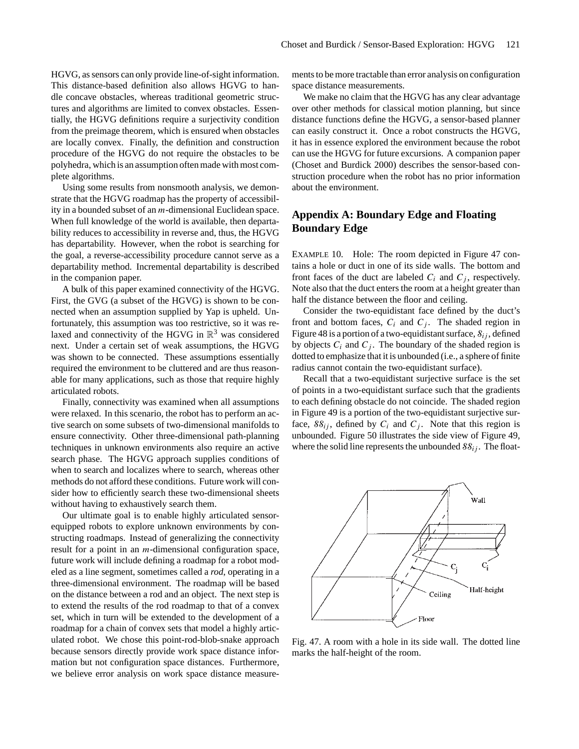HGVG, as sensors can only provide line-of-sight information. This distance-based definition also allows HGVG to handle concave obstacles, whereas traditional geometric structures and algorithms are limited to convex obstacles. Essentially, the HGVG definitions require a surjectivity condition from the preimage theorem, which is ensured when obstacles are locally convex. Finally, the definition and construction procedure of the HGVG do not require the obstacles to be polyhedra, which is an assumption often made with most complete algorithms.

Using some results from nonsmooth analysis, we demonstrate that the HGVG roadmap has the property of accessibility in a bounded subset of an $m$-dimensional Euclidean space. When full knowledge of the world is available, then departability reduces to accessibility in reverse and, thus, the HGVG has departability. However, when the robot is searching for the goal, a reverse-accessibility procedure cannot serve as a departability method. Incremental departability is described in the companion paper.

A bulk of this paper examined connectivity of the HGVG. First, the GVG (a subset of the HGVG) is shown to be connected when an assumption supplied by Yap is upheld. Unfortunately, this assumption was too restrictive, so it was relaxed and connectivity of the HGVG in $\mathbb{R}^3$ was considered next. Under a certain set of weak assumptions, the HGVG was shown to be connected. These assumptions essentially required the environment to be cluttered and are thus reasonable for many applications, such as those that require highly articulated robots.

Finally, connectivity was examined when all assumptions were relaxed. In this scenario, the robot has to perform an active search on some subsets of two-dimensional manifolds to ensure connectivity. Other three-dimensional path-planning techniques in unknown environments also require an active search phase. The HGVG approach supplies conditions of when to search and localizes where to search, whereas other methods do not afford these conditions. Future work will consider how to efficiently search these two-dimensional sheets without having to exhaustively search them.

Our ultimate goal is to enable highly articulated sensor-equipped robots to explore unknown environments by constructing roadmaps. Instead of generalizing the connectivity result for a point in an $m$-dimensional configuration space, future work will include defining a roadmap for a robot modeled as a line segment, sometimes called a *rod*, operating in a three-dimensional environment. The roadmap will be based on the distance between a rod and an object. The next step is to extend the results of the rod roadmap to that of a convex set, which in turn will be extended to the development of a roadmap for a chain of convex sets that model a highly articulated robot. We chose this point-rod-blob-snake approach because sensors directly provide work space distance information but not configuration space distances. Furthermore, we believe error analysis on work space distance measurements to be more tractable than error analysis on configuration space distance measurements.

We make no claim that the HGVG has any clear advantage over other methods for classical motion planning, but since distance functions define the HGVG, a sensor-based planner can easily construct it. Once a robot constructs the HGVG, it has in essence explored the environment because the robot can use the HGVG for future excursions. A companion paper (Choset and Burdick 2000) describes the sensor-based construction procedure when the robot has no prior information about the environment.

## Appendix A: Boundary Edge and Floating Boundary Edge

EXAMPLE 10. Hole: The room depicted in Figure 47 contains a hole or duct in one of its side walls. The bottom and front faces of the duct are labeled $C_i$ and $C_j$, respectively. Note also that the duct enters the room at a height greater than half the distance between the floor and ceiling.

Consider the two-equidistant face defined by the duct's front and bottom faces, $C_i$ and $C_j$. The shaded region in Figure 48 is a portion of a two-equidistant surface, $\mathcal{S}_{ij}$, defined by objects $C_i$ and $C_j$. The boundary of the shaded region is dotted to emphasize that it is unbounded (i.e., a sphere of finite radius cannot contain the two-equidistant surface).

Recall that a two-equidistant surjective surface is the set of points in a two-equidistant surface such that the gradients to each defining obstacle do not coincide. The shaded region in Figure 49 is a portion of the two-equidistant surjective surface, $\mathcal{SS}_{ij}$, defined by $C_i$ and $C_j$. Note that this region is unbounded. Figure 50 illustrates the side view of Figure 49, where the solid line represents the unbounded $\mathcal{SS}_{ij}$. The float-

Wall
$C_j$
$C_i$
Half-height
Ceiling
Floor

Fig. 47. A room with a hole in its side wall. The dotted line marks the half-height of the room.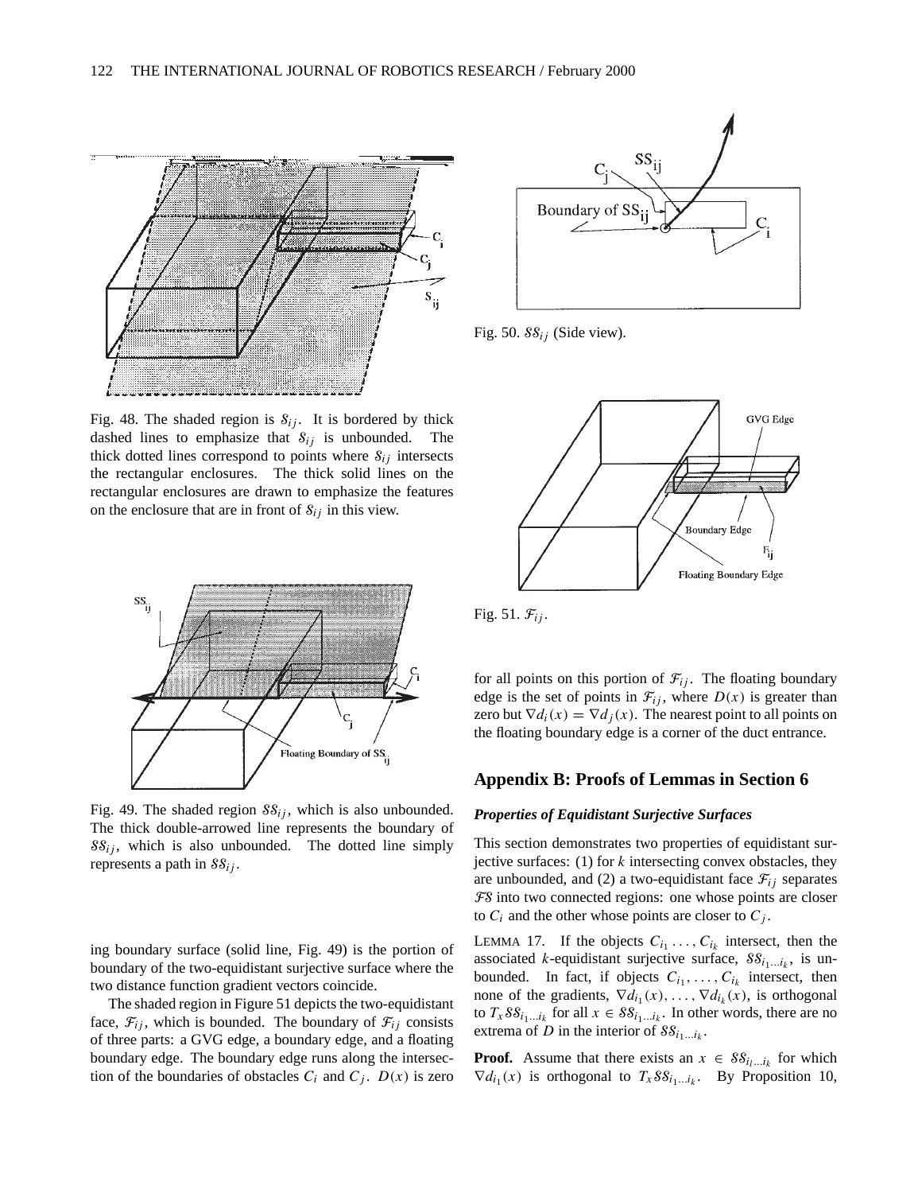Fig. 48. The shaded region is $\mathcal{S}_{ij}$. It is bordered by thick dashed lines to emphasize that $\mathcal{S}_{ij}$ is unbounded. The thick dotted lines correspond to points where $\mathcal{S}_{ij}$ intersects the rectangular enclosures. The thick solid lines on the rectangular enclosures are drawn to emphasize the features on the enclosure that are in front of $\mathcal{S}_{ij}$ in this view.

Fig. 49. The shaded region $\mathcal{SS}_{ij}$, which is also unbounded. The thick double-arrowed line represents the boundary of $\mathcal{SS}_{ij}$, which is also unbounded. The dotted line simply represents a path in $\mathcal{SS}_{ij}$.

ing boundary surface (solid line, Fig. 49) is the portion of boundary of the two-equidistant surjective surface where the two distance function gradient vectors coincide.

The shaded region in Figure 51 depicts the two-equidistant face, $\mathcal{F}_{ij}$, which is bounded. The boundary of $\mathcal{F}_{ij}$ consists of three parts: a GVG edge, a boundary edge, and a floating boundary edge. The boundary edge runs along the intersection of the boundaries of obstacles $C_i$ and $C_j$. $D(x)$ is zero

Fig. 50. $\mathcal{SS}_{ij}$ (Side view).

Fig. 51. $\mathcal{F}_{ij}$.

for all points on this portion of $\mathcal{F}_{ij}$. The floating boundary edge is the set of points in $\mathcal{F}_{ij}$, where $D(x)$ is greater than zero but $\nabla d_i(x) = \nabla d_j(x)$. The nearest point to all points on the floating boundary edge is a corner of the duct entrance.

## Appendix B: Proofs of Lemmas in Section 6

### *Properties of Equidistant Surjective Surfaces*

This section demonstrates two properties of equidistant surjective surfaces: (1) for $k$ intersecting convex obstacles, they are unbounded, and (2) a two-equidistant face $\mathcal{F}_{ij}$ separates $\mathcal{FS}$ into two connected regions: one whose points are closer to $C_i$ and the other whose points are closer to $C_j$.

LEMMA 17. If the objects $C_{i_1} \ldots, C_{i_k}$ intersect, then the associated $k$-equidistant surjective surface, $\mathcal{SS}_{i_1 \ldots i_k}$, is unbounded. In fact, if objects $C_{i_1}, \ldots, C_{i_k}$ intersect, then none of the gradients, $\nabla d_{i_1}(x), \ldots, \nabla d_{i_k}(x)$, is orthogonal to $T_x \mathcal{SS}_{i_1 \ldots i_k}$ for all $x \in \mathcal{SS}_{i_1 \ldots i_k}$. In other words, there are no extrema of $D$ in the interior of $\mathcal{SS}_{i_1 \ldots i_k}$.

**Proof.** Assume that there exists an $x \in \mathcal{SS}_{i_l \ldots i_k}$ for which $\nabla d_{i_1}(x)$ is orthogonal to $T_x \mathcal{SS}_{i_1 \ldots i_k}$. By Proposition 10,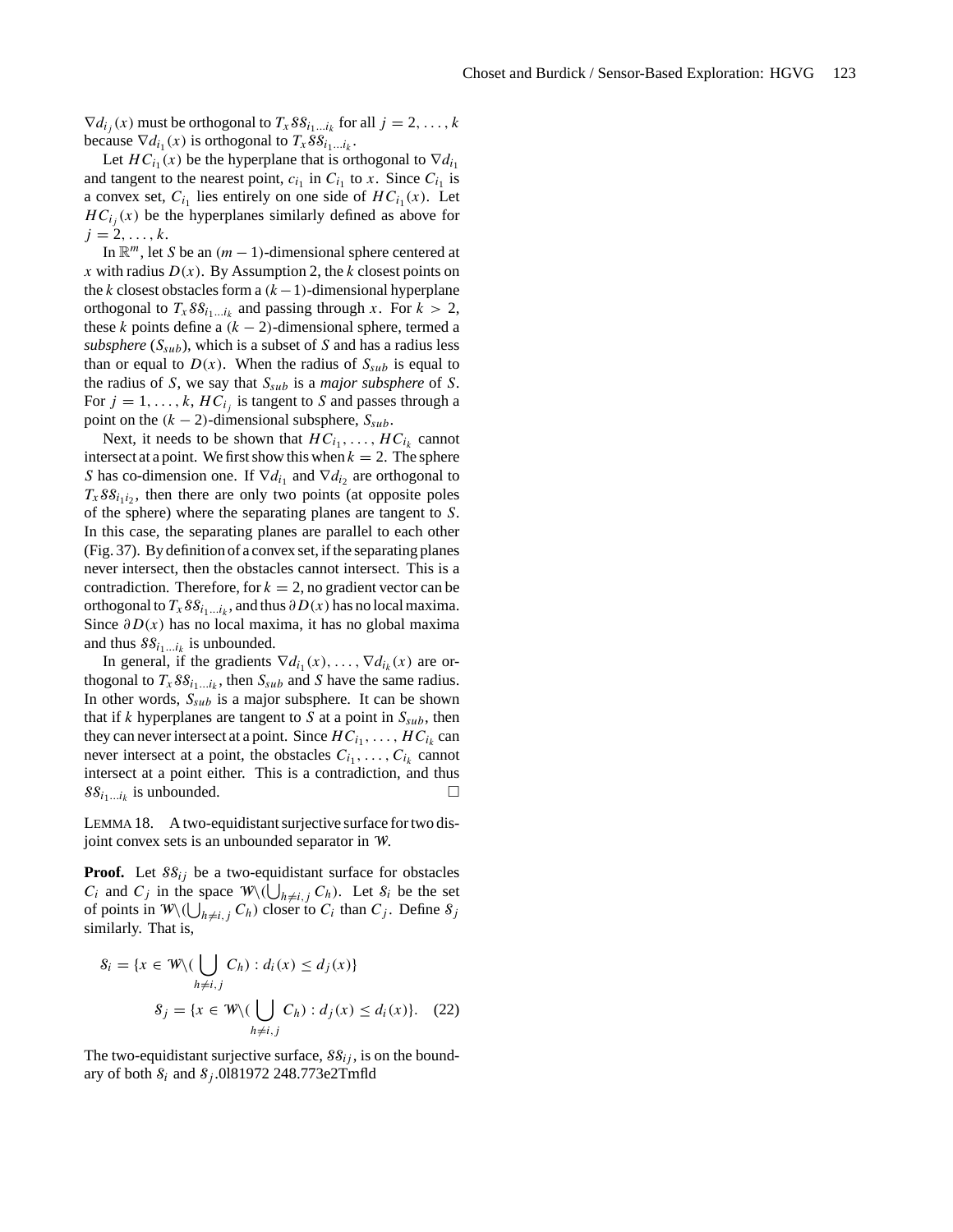$\nabla d_{i_j}(x)$ must be orthogonal to $T_x \mathcal{SS}_{i_1 \ldots i_k}$ for all $j = 2, \ldots, k$ because $\nabla d_{i_1}(x)$ is orthogonal to $T_x \mathcal{SS}_{i_1 \ldots i_k}$.

Let $HC_{i_1}(x)$ be the hyperplane that is orthogonal to $\nabla d_{i_1}$ and tangent to the nearest point, $c_{i_1}$ in $C_{i_1}$ to $x$. Since $C_{i_1}$ is a convex set, $C_{i_1}$ lies entirely on one side of $HC_{i_1}(x)$. Let $HC_{i_j}(x)$ be the hyperplanes similarly defined as above for $j = 2, \ldots, k$.

In $\mathbb{R}^m$, let $S$ be an $(m-1)$-dimensional sphere centered at $x$ with radius $D(x)$. By Assumption 2, the $k$ closest points on the $k$ closest obstacles form a $(k-1)$-dimensional hyperplane orthogonal to $T_x \mathcal{SS}_{i_1 \ldots i_k}$ and passing through $x$. For $k > 2$, these $k$ points define a $(k-2)$-dimensional sphere, termed a *subsphere* ($S_{sub}$), which is a subset of $S$ and has a radius less than or equal to $D(x)$. When the radius of $S_{sub}$ is equal to the radius of $S$, we say that $S_{sub}$ is a *major subsphere* of $S$. For $j = 1, \ldots, k$, $HC_{i_j}$ is tangent to $S$ and passes through a point on the $(k-2)$-dimensional subsphere, $S_{sub}$.

Next, it needs to be shown that $HC_{i_1}, \ldots, HC_{i_k}$ cannot intersect at a point. We first show this when $k = 2$. The sphere $S$ has co-dimension one. If $\nabla d_{i_1}$ and $\nabla d_{i_2}$ are orthogonal to $T_x \mathcal{SS}_{i_1 i_2}$, then there are only two points (at opposite poles of the sphere) where the separating planes are tangent to $S$. In this case, the separating planes are parallel to each other (Fig. 37). By definition of a convex set, if the separating planes never intersect, then the obstacles cannot intersect. This is a contradiction. Therefore, for $k = 2$, no gradient vector can be orthogonal to $T_x \mathcal{SS}_{i_1 \ldots i_k}$, and thus $\partial D(x)$ has no local maxima. Since $\partial D(x)$ has no local maxima, it has no global maxima and thus $\mathcal{SS}_{i_1 \ldots i_k}$ is unbounded.

In general, if the gradients $\nabla d_{i_1}(x), \ldots, \nabla d_{i_k}(x)$ are orthogonal to $T_x \mathcal{SS}_{i_1 \ldots i_k}$, then $S_{sub}$ and $S$ have the same radius. In other words, $S_{sub}$ is a major subsphere. It can be shown that if $k$ hyperplanes are tangent to $S$ at a point in $S_{sub}$, then they can never intersect at a point. Since $HC_{i_1}, \ldots, HC_{i_k}$ can never intersect at a point, the obstacles $C_{i_1}, \ldots, C_{i_k}$ cannot intersect at a point either. This is a contradiction, and thus $\mathcal{SS}_{i_1 \ldots i_k}$ is unbounded. □

LEMMA 18. A two-equidistant surjective surface for two disjoint convex sets is an unbounded separator in $\mathcal{W}$.

**Proof.** Let $\mathcal{SS}_{ij}$ be a two-equidistant surface for obstacles $C_i$ and $C_j$ in the space $\mathcal{W} \backslash (\bigcup_{h \neq i,j} C_h)$. Let $\mathcal{S}_i$ be the set of points in $\mathcal{W} \backslash (\bigcup_{h \neq i,j} C_h)$ closer to $C_i$ than $C_j$. Define $\mathcal{S}_j$ similarly. That is,

$$\mathcal{S}_i = \{x \in \mathcal{W} \backslash (\bigcup_{h \neq i,j} C_h) : d_i(x) \leq d_j(x)\}$$

$$\mathcal{S}_j = \{x \in \mathcal{W} \backslash (\bigcup_{h \neq i,j} C_h) : d_j(x) \leq d_i(x)\}. \quad (22)$$

The two-equidistant surjective surface, $\mathcal{SS}_{ij}$, is on the boundary of both $\mathcal{S}_i$ and $\mathcal{S}_j$.0l81972 248.773e2Tmfld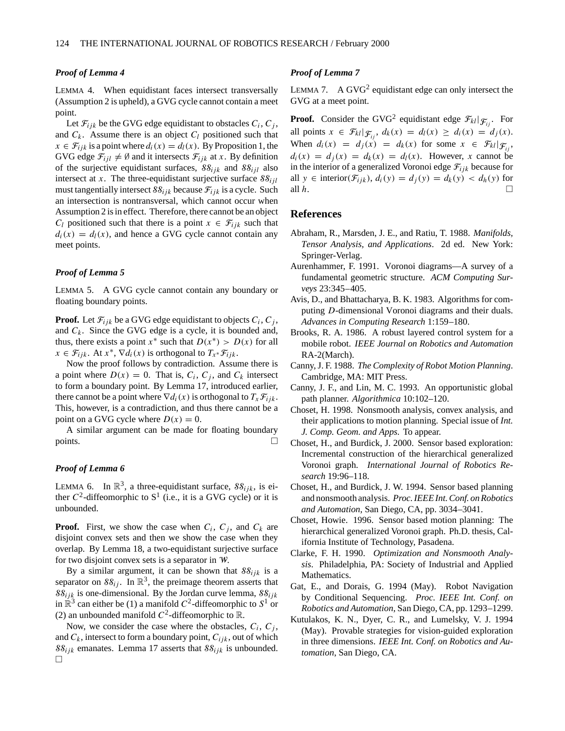### *Proof of Lemma 4*

LEMMA 4. When equidistant faces intersect transversally (Assumption 2 is upheld), a GVG cycle cannot contain a meet point.

Let $\mathcal{F}_{ijk}$ be the GVG edge equidistant to obstacles $C_i$, $C_j$, and $C_k$. Assume there is an object $C_l$ positioned such that $x \in \mathcal{F}_{ijk}$ is a point where $d_i(x) = d_l(x)$. By Proposition 1, the GVG edge $\mathcal{F}_{ijl} \neq \emptyset$ and it intersects $\mathcal{F}_{ijk}$ at $x$. By definition of the surjective equidistant surfaces, $\mathcal{SS}_{ijk}$ and $\mathcal{SS}_{ijl}$ also intersect at $x$. The three-equidistant surjective surface $\mathcal{SS}_{ijl}$ must tangentially intersect $\mathcal{SS}_{ijk}$ because $\mathcal{F}_{ijk}$ is a cycle. Such an intersection is nontransversal, which cannot occur when Assumption 2 is in effect. Therefore, there cannot be an object $C_l$ positioned such that there is a point $x \in \mathcal{F}_{ijk}$ such that $d_i(x) = d_l(x)$, and hence a GVG cycle cannot contain any meet points.

### *Proof of Lemma 5*

LEMMA 5. A GVG cycle cannot contain any boundary or floating boundary points.

**Proof.** Let $\mathcal{F}_{ijk}$ be a GVG edge equidistant to objects $C_i$, $C_j$, and $C_k$. Since the GVG edge is a cycle, it is bounded and, thus, there exists a point $x^*$ such that $D(x^*) > D(x)$ for all $x \in \mathcal{F}_{ijk}$. At $x^*$, $\nabla d_i(x)$ is orthogonal to $T_{x^*}\mathcal{F}_{ijk}$.

Now the proof follows by contradiction. Assume there is a point where $D(x) = 0$. That is, $C_i$, $C_j$, and $C_k$ intersect to form a boundary point. By Lemma 17, introduced earlier, there cannot be a point where $\nabla d_i(x)$ is orthogonal to $T_x\mathcal{F}_{ijk}$. This, however, is a contradiction, and thus there cannot be a point on a GVG cycle where $D(x) = 0$.

A similar argument can be made for floating boundary points. □

### *Proof of Lemma 6*

LEMMA 6. In $\mathbb{R}^3$, a three-equidistant surface, $\mathcal{SS}_{ijk}$, is either $C^2$-diffeomorphic to $\mathrm{S}^1$ (i.e., it is a GVG cycle) or it is unbounded.

**Proof.** First, we show the case when $C_i$, $C_j$, and $C_k$ are disjoint convex sets and then we show the case when they overlap. By Lemma 18, a two-equidistant surjective surface for two disjoint convex sets is a separator in $\mathcal{W}$.

By a similar argument, it can be shown that $\mathcal{SS}_{ijk}$ is a separator on $\mathcal{SS}_{ij}$. In $\mathbb{R}^3$, the preimage theorem asserts that $\mathcal{SS}_{ijk}$ is one-dimensional. By the Jordan curve lemma, $\mathcal{SS}_{ijk}$ in $\mathbb{R}^3$ can either be (1) a manifold $C^2$-diffeomorphic to $S^1$ or (2) an unbounded manifold $C^2$-diffeomorphic to $\mathbb{R}$.

Now, we consider the case where the obstacles, $C_i$, $C_j$, and $C_k$, intersect to form a boundary point, $C_{ijk}$, out of which $\mathcal{SS}_{ijk}$ emanates. Lemma 17 asserts that $\mathcal{SS}_{ijk}$ is unbounded. □

### *Proof of Lemma 7*

LEMMA 7. A GVG$^2$ equidistant edge can only intersect the GVG at a meet point.

**Proof.** Consider the GVG$^2$ equidistant edge $\mathcal{F}_{kl}|_{\mathcal{F}_{ij}}$. For all points $x \in \mathcal{F}_{kl}|_{\mathcal{F}_{ij}}$, $d_k(x) = d_l(x) \geq d_i(x) = d_j(x)$. When $d_i(x) = d_j(x) = d_k(x)$ for some $x \in \mathcal{F}_{kl}|_{\mathcal{F}_{ij}}$, $d_i(x) = d_j(x) = d_k(x) = d_l(x)$. However, $x$ cannot be in the interior of a generalized Voronoi edge $\mathcal{F}_{ijk}$ because for all $y \in \text{interior}(\mathcal{F}_{ijk})$, $d_i(y) = d_j(y) = d_k(y) < d_h(y)$ for all $h$. □

## References

Abraham, R., Marsden, J. E., and Ratiu, T. 1988. *Manifolds, Tensor Analysis, and Applications*. 2d ed. New York: Springer-Verlag.

Aurenhammer, F. 1991. Voronoi diagrams—A survey of a fundamental geometric structure. *ACM Computing Surveys* 23:345–405.

Avis, D., and Bhattacharya, B. K. 1983. Algorithms for computing $D$-dimensional Voronoi diagrams and their duals. *Advances in Computing Research* 1:159–180.

Brooks, R. A. 1986. A robust layered control system for a mobile robot. *IEEE Journal on Robotics and Automation* RA-2(March).

Canny, J. F. 1988. *The Complexity of Robot Motion Planning*. Cambridge, MA: MIT Press.

Canny, J. F., and Lin, M. C. 1993. An opportunistic global path planner. *Algorithmica* 10:102–120.

Choset, H. 1998. Nonsmooth analysis, convex analysis, and their applications to motion planning. Special issue of *Int. J. Comp. Geom. and Apps.* To appear.

Choset, H., and Burdick, J. 2000. Sensor based exploration: Incremental construction of the hierarchical generalized Voronoi graph. *International Journal of Robotics Research* 19:96–118.

Choset, H., and Burdick, J. W. 1994. Sensor based planning and nonsmooth analysis. *Proc. IEEE Int. Conf. on Robotics and Automation*, San Diego, CA, pp. 3034–3041.

Choset, Howie. 1996. Sensor based motion planning: The hierarchical generalized Voronoi graph. Ph.D. thesis, California Institute of Technology, Pasadena.

Clarke, F. H. 1990. *Optimization and Nonsmooth Analysis*. Philadelphia, PA: Society of Industrial and Applied Mathematics.

Gat, E., and Dorais, G. 1994 (May). Robot Navigation by Conditional Sequencing. *Proc. IEEE Int. Conf. on Robotics and Automation*, San Diego, CA, pp. 1293–1299.

Kutulakos, K. N., Dyer, C. R., and Lumelsky, V. J. 1994 (May). Provable strategies for vision-guided exploration in three dimensions. *IEEE Int. Conf. on Robotics and Automation*, San Diego, CA.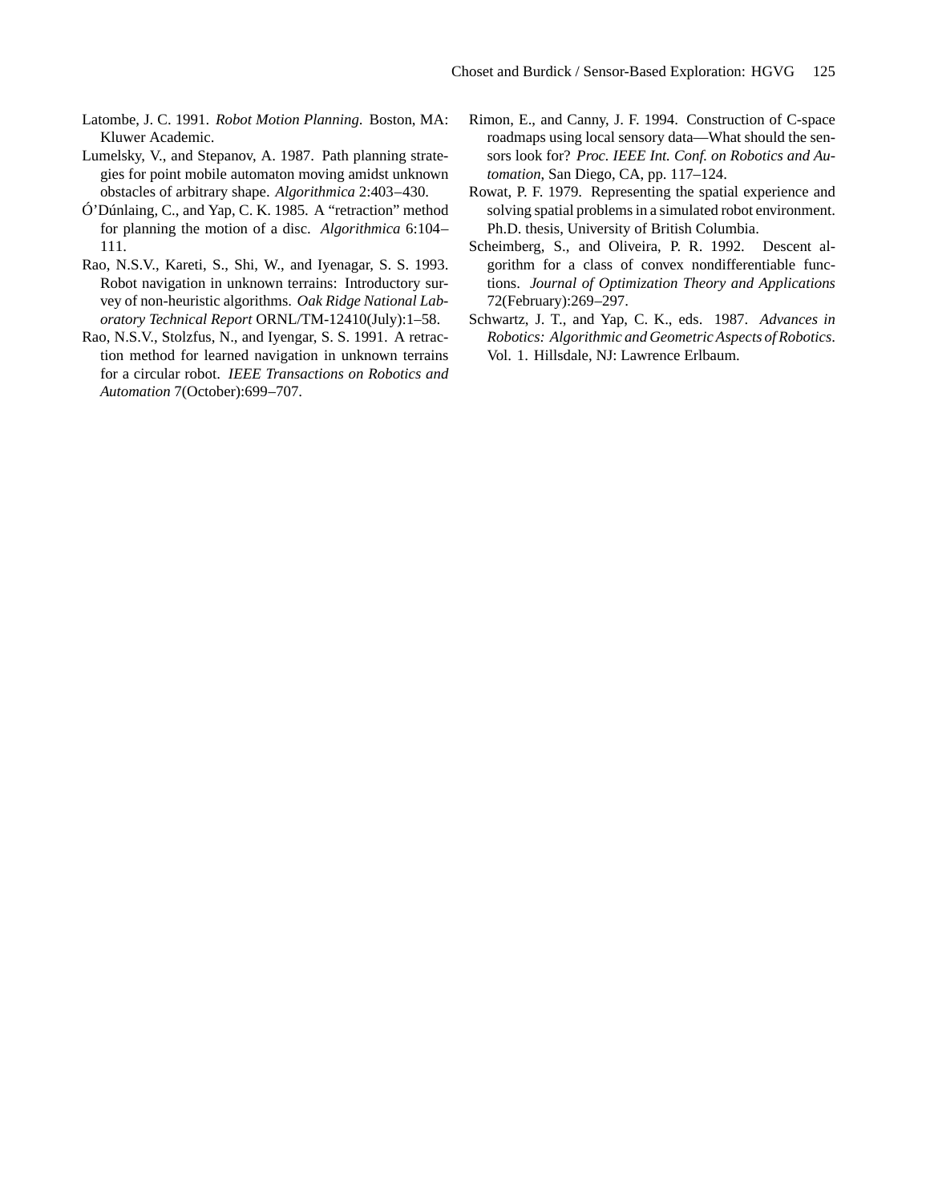Latombe, J. C. 1991. *Robot Motion Planning*. Boston, MA: Kluwer Academic.

Lumelsky, V., and Stepanov, A. 1987. Path planning strategies for point mobile automaton moving amidst unknown obstacles of arbitrary shape. *Algorithmica* 2:403–430.

Ó'Dúnlaing, C., and Yap, C. K. 1985. A "retraction" method for planning the motion of a disc. *Algorithmica* 6:104–111.

Rao, N.S.V., Kareti, S., Shi, W., and Iyenagar, S. S. 1993. Robot navigation in unknown terrains: Introductory survey of non-heuristic algorithms. *Oak Ridge National Laboratory Technical Report* ORNL/TM-12410(July):1–58.

Rao, N.S.V., Stolzfus, N., and Iyengar, S. S. 1991. A retraction method for learned navigation in unknown terrains for a circular robot. *IEEE Transactions on Robotics and Automation* 7(October):699–707.

Rimon, E., and Canny, J. F. 1994. Construction of C-space roadmaps using local sensory data—What should the sensors look for? *Proc. IEEE Int. Conf. on Robotics and Automation*, San Diego, CA, pp. 117–124.

Rowat, P. F. 1979. Representing the spatial experience and solving spatial problems in a simulated robot environment. Ph.D. thesis, University of British Columbia.

Scheimberg, S., and Oliveira, P. R. 1992. Descent algorithm for a class of convex nondifferentiable functions. *Journal of Optimization Theory and Applications* 72(February):269–297.

Schwartz, J. T., and Yap, C. K., eds. 1987. *Advances in Robotics: Algorithmic and Geometric Aspects of Robotics*. Vol. 1. Hillsdale, NJ: Lawrence Erlbaum.